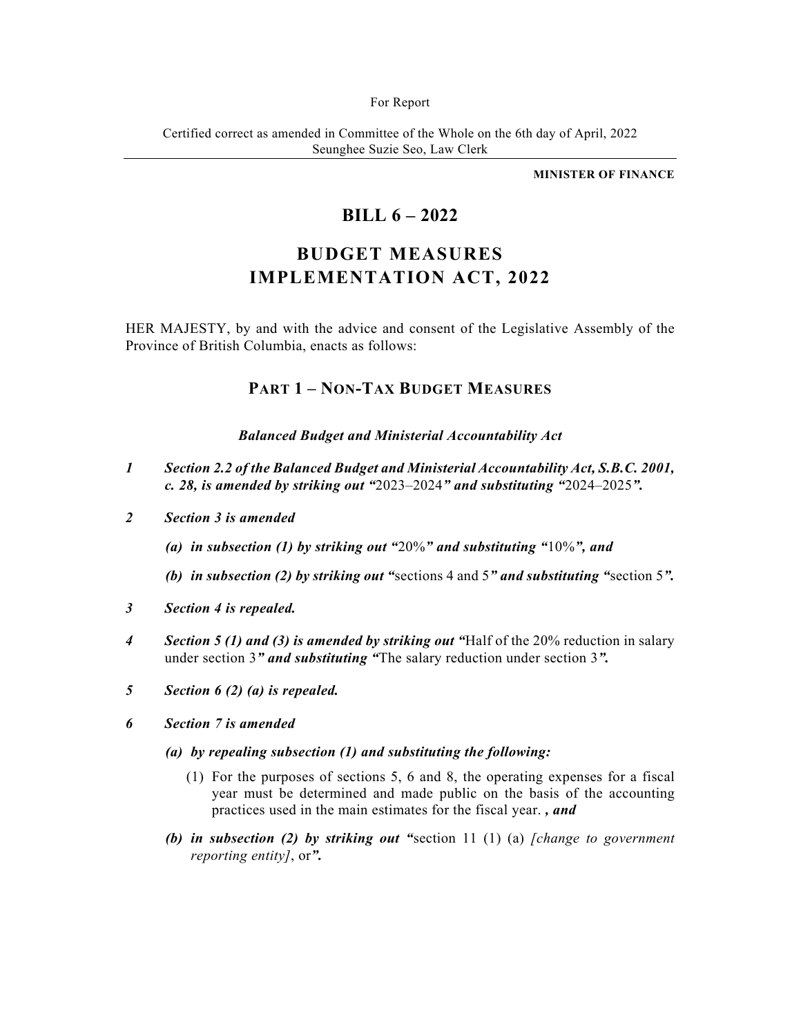For Report

Certified correct as amended in Committee of the Whole on the 6th day of April, 2022
Seunghee Suzie Seo, Law Clerk

---

**MINISTER OF FINANCE**

# BILL 6 – 2022

# BUDGET MEASURES IMPLEMENTATION ACT, 2022

HER MAJESTY, by and with the advice and consent of the Legislative Assembly of the Province of British Columbia, enacts as follows:

## PART 1 – NON-TAX BUDGET MEASURES

### *Balanced Budget and Ministerial Accountability Act*

***1 Section 2.2 of the Balanced Budget and Ministerial Accountability Act, S.B.C. 2001, c. 28, is amended by striking out "***2023–2024***" and substituting "***2024–2025***".***

***2 Section 3 is amended***

***(a) in subsection (1) by striking out "***20%***" and substituting "***10%***", and***

***(b) in subsection (2) by striking out "***sections 4 and 5***" and substituting "***section 5***".***

***3 Section 4 is repealed.***

***4 Section 5 (1) and (3) is amended by striking out "***Half of the 20% reduction in salary under section 3***" and substituting "***The salary reduction under section 3***".***

***5 Section 6 (2) (a) is repealed.***

***6 Section 7 is amended***

***(a) by repealing subsection (1) and substituting the following:***

(1) For the purposes of sections 5, 6 and 8, the operating expenses for a fiscal year must be determined and made public on the basis of the accounting practices used in the main estimates for the fiscal year. ***, and***

***(b) in subsection (2) by striking out "***section 11 (1) (a) *[change to government reporting entity]*, or***".***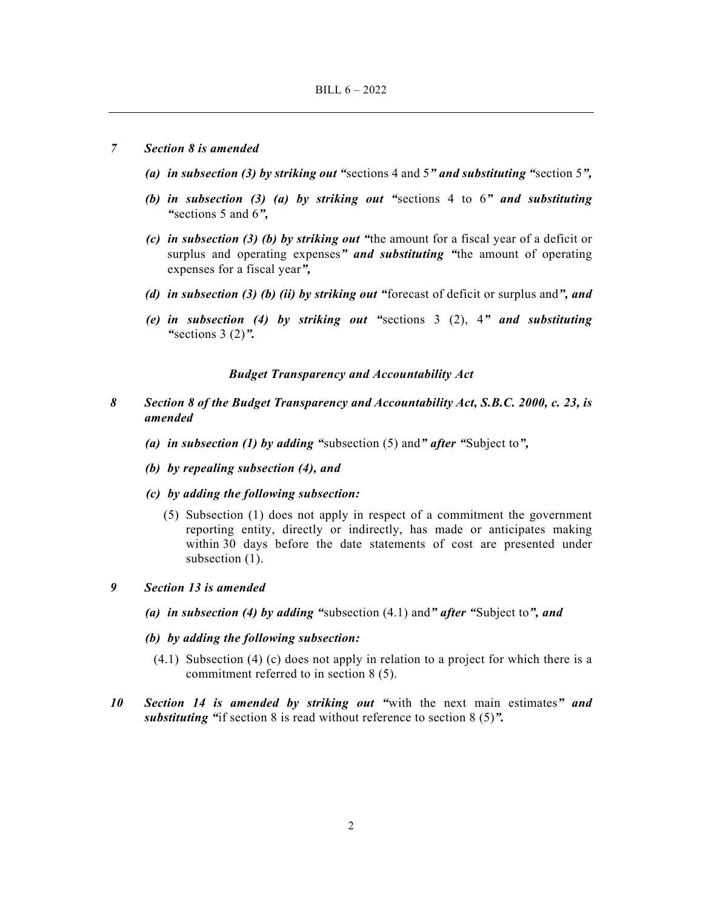*7 Section 8 is amended*

*(a) in subsection (3) by striking out "*sections 4 and 5*" and substituting "*section 5*",*

*(b) in subsection (3) (a) by striking out "*sections 4 to 6*" and substituting "*sections 5 and 6*",*

*(c) in subsection (3) (b) by striking out "*the amount for a fiscal year of a deficit or surplus and operating expenses*" and substituting "*the amount of operating expenses for a fiscal year*",*

*(d) in subsection (3) (b) (ii) by striking out "*forecast of deficit or surplus and*", and*

*(e) in subsection (4) by striking out "*sections 3 (2), 4*" and substituting "*sections 3 (2)*".*

### *Budget Transparency and Accountability Act*

*8 Section 8 of the Budget Transparency and Accountability Act, S.B.C. 2000, c. 23, is amended*

*(a) in subsection (1) by adding "*subsection (5) and*" after "*Subject to*",*

*(b) by repealing subsection (4), and*

*(c) by adding the following subsection:*

(5) Subsection (1) does not apply in respect of a commitment the government reporting entity, directly or indirectly, has made or anticipates making within 30 days before the date statements of cost are presented under subsection (1).

*9 Section 13 is amended*

*(a) in subsection (4) by adding "*subsection (4.1) and*" after "*Subject to*", and*

*(b) by adding the following subsection:*

(4.1) Subsection (4) (c) does not apply in relation to a project for which there is a commitment referred to in section 8 (5).

*10 Section 14 is amended by striking out "*with the next main estimates*" and substituting "*if section 8 is read without reference to section 8 (5)*".*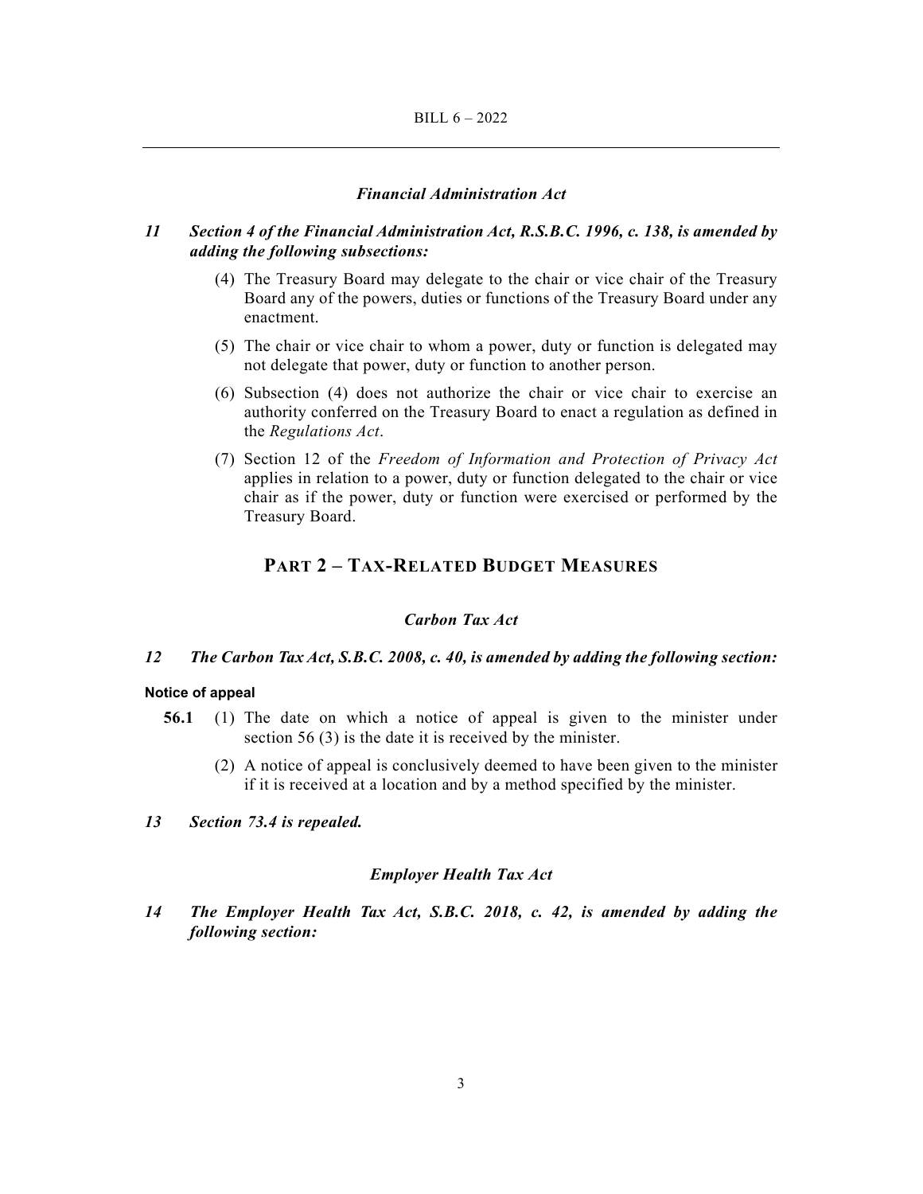*Financial Administration Act*

***11 Section 4 of the Financial Administration Act, R.S.B.C. 1996, c. 138, is amended by adding the following subsections:***

(4) The Treasury Board may delegate to the chair or vice chair of the Treasury Board any of the powers, duties or functions of the Treasury Board under any enactment.

(5) The chair or vice chair to whom a power, duty or function is delegated may not delegate that power, duty or function to another person.

(6) Subsection (4) does not authorize the chair or vice chair to exercise an authority conferred on the Treasury Board to enact a regulation as defined in the *Regulations Act*.

(7) Section 12 of the *Freedom of Information and Protection of Privacy Act* applies in relation to a power, duty or function delegated to the chair or vice chair as if the power, duty or function were exercised or performed by the Treasury Board.

## PART 2 – TAX-RELATED BUDGET MEASURES

*Carbon Tax Act*

***12 The Carbon Tax Act, S.B.C. 2008, c. 40, is amended by adding the following section:***

**Notice of appeal**

**56.1** (1) The date on which a notice of appeal is given to the minister under section 56 (3) is the date it is received by the minister.

(2) A notice of appeal is conclusively deemed to have been given to the minister if it is received at a location and by a method specified by the minister.

***13 Section 73.4 is repealed.***

*Employer Health Tax Act*

***14 The Employer Health Tax Act, S.B.C. 2018, c. 42, is amended by adding the following section:***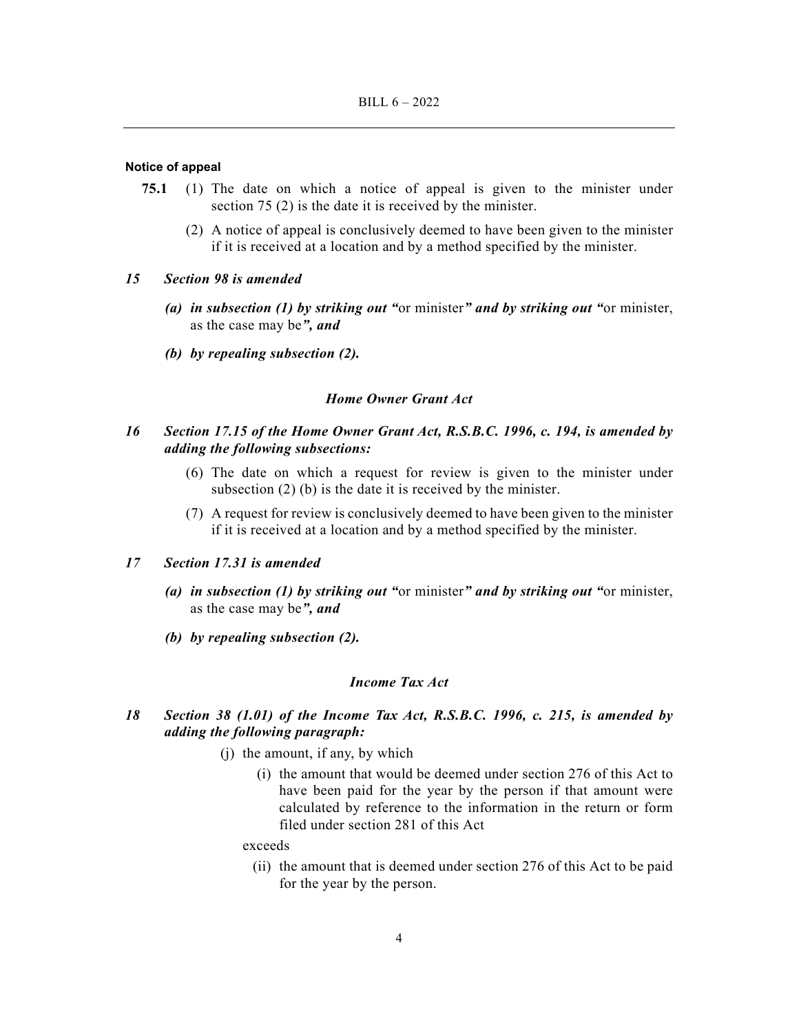**Notice of appeal**

**75.1** (1) The date on which a notice of appeal is given to the minister under section 75 (2) is the date it is received by the minister.

(2) A notice of appeal is conclusively deemed to have been given to the minister if it is received at a location and by a method specified by the minister.

***15 Section 98 is amended***

***(a) in subsection (1) by striking out "***or minister***" and by striking out "***or minister, as the case may be***", and***

***(b) by repealing subsection (2).***

### *Home Owner Grant Act*

***16 Section 17.15 of the Home Owner Grant Act, R.S.B.C. 1996, c. 194, is amended by adding the following subsections:***

(6) The date on which a request for review is given to the minister under subsection (2) (b) is the date it is received by the minister.

(7) A request for review is conclusively deemed to have been given to the minister if it is received at a location and by a method specified by the minister.

***17 Section 17.31 is amended***

***(a) in subsection (1) by striking out "***or minister***" and by striking out "***or minister, as the case may be***", and***

***(b) by repealing subsection (2).***

### *Income Tax Act*

***18 Section 38 (1.01) of the Income Tax Act, R.S.B.C. 1996, c. 215, is amended by adding the following paragraph:***

(j) the amount, if any, by which

(i) the amount that would be deemed under section 276 of this Act to have been paid for the year by the person if that amount were calculated by reference to the information in the return or form filed under section 281 of this Act

exceeds

(ii) the amount that is deemed under section 276 of this Act to be paid for the year by the person.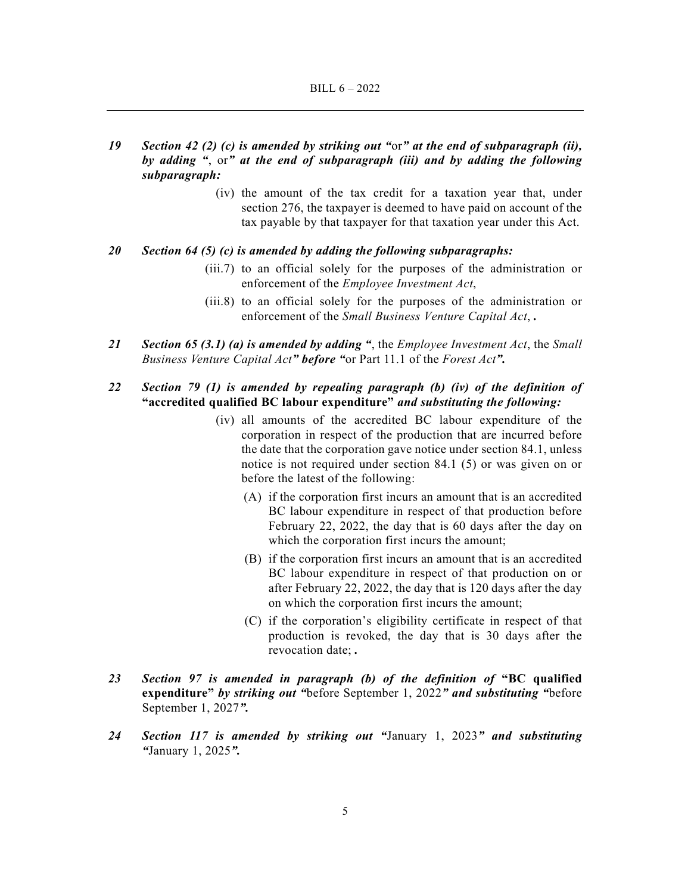*19* ***Section 42 (2) (c) is amended by striking out "***or***" at the end of subparagraph (ii), by adding "***, or***" at the end of subparagraph (iii) and by adding the following subparagraph:***

(iv) the amount of the tax credit for a taxation year that, under section 276, the taxpayer is deemed to have paid on account of the tax payable by that taxpayer for that taxation year under this Act.

*20* ***Section 64 (5) (c) is amended by adding the following subparagraphs:***

(iii.7) to an official solely for the purposes of the administration or enforcement of the *Employee Investment Act*,

(iii.8) to an official solely for the purposes of the administration or enforcement of the *Small Business Venture Capital Act*, **.**

*21* ***Section 65 (3.1) (a) is amended by adding "***, the *Employee Investment Act*, the *Small Business Venture Capital Act****" before "***or Part 11.1 of the *Forest Act****".***

*22* ***Section 79 (1) is amended by repealing paragraph (b) (iv) of the definition of* "accredited qualified BC labour expenditure" *and substituting the following:***

(iv) all amounts of the accredited BC labour expenditure of the corporation in respect of the production that are incurred before the date that the corporation gave notice under section 84.1, unless notice is not required under section 84.1 (5) or was given on or before the latest of the following:

(A) if the corporation first incurs an amount that is an accredited BC labour expenditure in respect of that production before February 22, 2022, the day that is 60 days after the day on which the corporation first incurs the amount;

(B) if the corporation first incurs an amount that is an accredited BC labour expenditure in respect of that production on or after February 22, 2022, the day that is 120 days after the day on which the corporation first incurs the amount;

(C) if the corporation's eligibility certificate in respect of that production is revoked, the day that is 30 days after the revocation date; **.**

*23* ***Section 97 is amended in paragraph (b) of the definition of* "BC qualified expenditure" *by striking out "***before September 1, 2022***" and substituting "***before September 1, 2027***".***

*24* ***Section 117 is amended by striking out "***January 1, 2023***" and substituting "***January 1, 2025***".***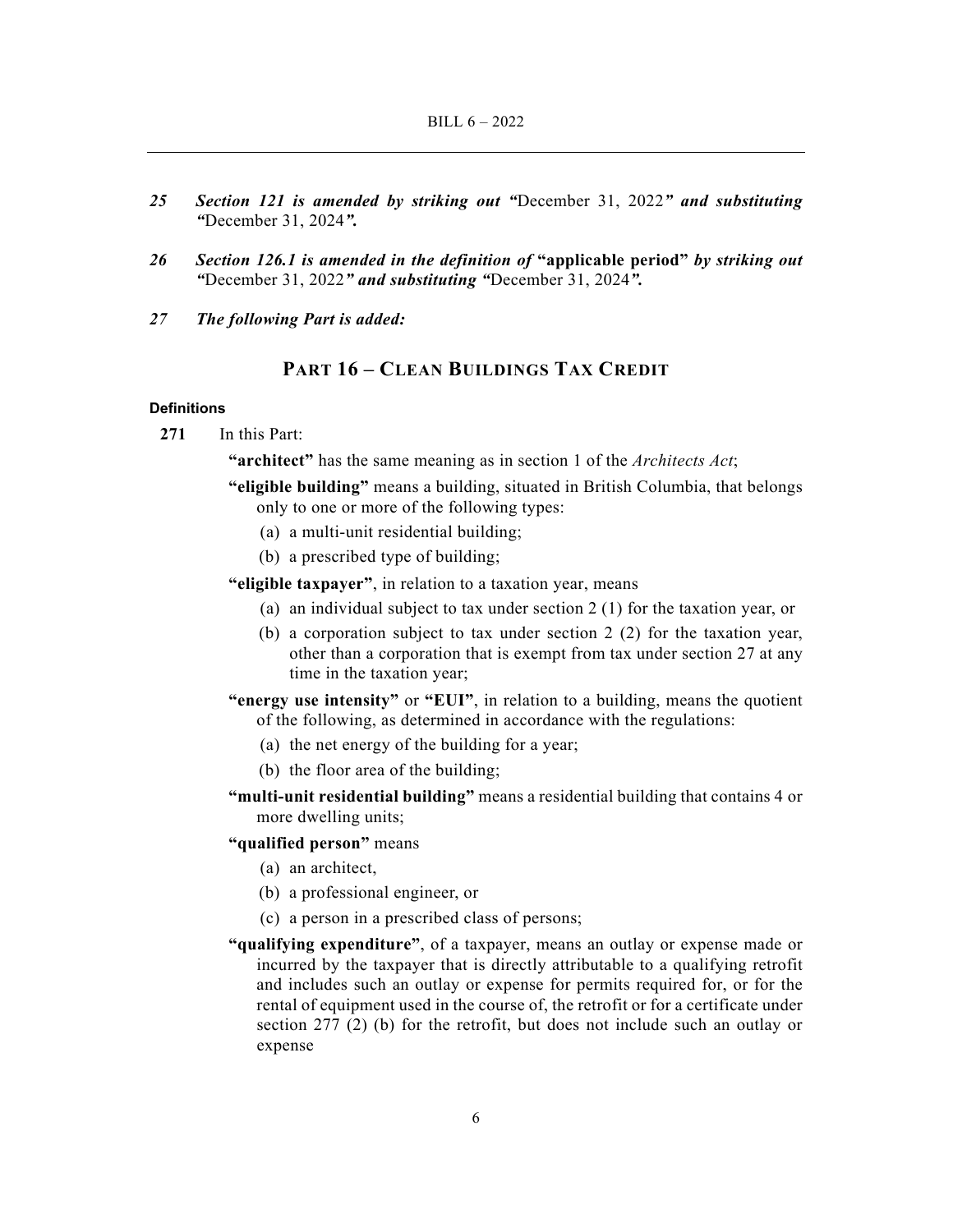*25* ***Section 121 is amended by striking out "***December 31, 2022***" and substituting "***December 31, 2024***".***

*26* ***Section 126.1 is amended in the definition of* "applicable period" *by striking out "***December 31, 2022***" and substituting "***December 31, 2024***".***

*27* ***The following Part is added:***

## PART 16 – CLEAN BUILDINGS TAX CREDIT

**Definitions**

**271** In this Part:

**"architect"** has the same meaning as in section 1 of the *Architects Act*;

**"eligible building"** means a building, situated in British Columbia, that belongs only to one or more of the following types:

(a) a multi-unit residential building;

(b) a prescribed type of building;

**"eligible taxpayer"**, in relation to a taxation year, means

(a) an individual subject to tax under section 2 (1) for the taxation year, or

(b) a corporation subject to tax under section 2 (2) for the taxation year, other than a corporation that is exempt from tax under section 27 at any time in the taxation year;

**"energy use intensity"** or **"EUI"**, in relation to a building, means the quotient of the following, as determined in accordance with the regulations:

(a) the net energy of the building for a year;

(b) the floor area of the building;

**"multi-unit residential building"** means a residential building that contains 4 or more dwelling units;

**"qualified person"** means

(a) an architect,

(b) a professional engineer, or

(c) a person in a prescribed class of persons;

**"qualifying expenditure"**, of a taxpayer, means an outlay or expense made or incurred by the taxpayer that is directly attributable to a qualifying retrofit and includes such an outlay or expense for permits required for, or for the rental of equipment used in the course of, the retrofit or for a certificate under section 277 (2) (b) for the retrofit, but does not include such an outlay or expense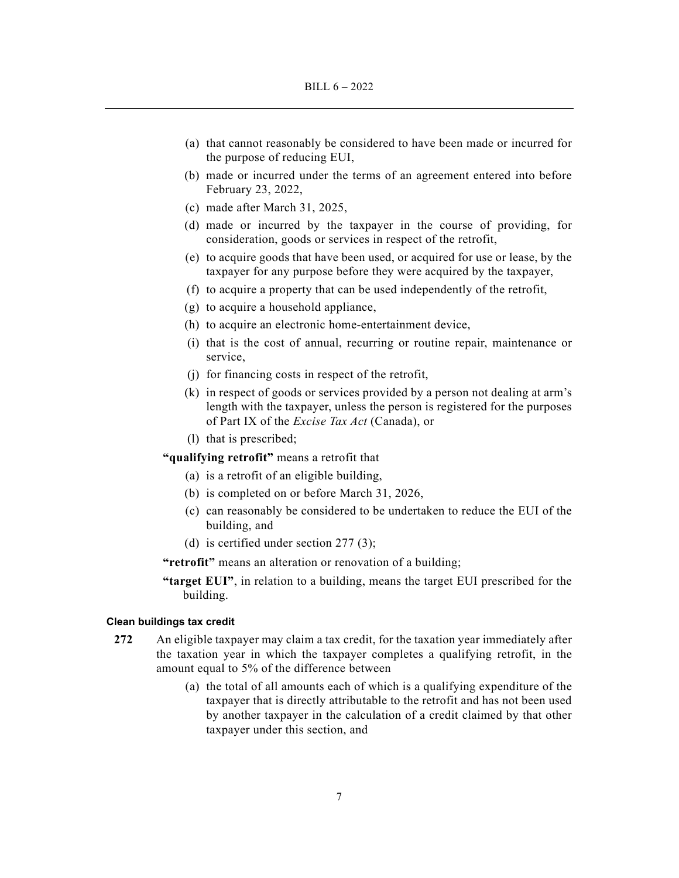(a) that cannot reasonably be considered to have been made or incurred for the purpose of reducing EUI,

(b) made or incurred under the terms of an agreement entered into before February 23, 2022,

(c) made after March 31, 2025,

(d) made or incurred by the taxpayer in the course of providing, for consideration, goods or services in respect of the retrofit,

(e) to acquire goods that have been used, or acquired for use or lease, by the taxpayer for any purpose before they were acquired by the taxpayer,

(f) to acquire a property that can be used independently of the retrofit,

(g) to acquire a household appliance,

(h) to acquire an electronic home-entertainment device,

(i) that is the cost of annual, recurring or routine repair, maintenance or service,

(j) for financing costs in respect of the retrofit,

(k) in respect of goods or services provided by a person not dealing at arm's length with the taxpayer, unless the person is registered for the purposes of Part IX of the *Excise Tax Act* (Canada), or

(l) that is prescribed;

**"qualifying retrofit"** means a retrofit that

(a) is a retrofit of an eligible building,

(b) is completed on or before March 31, 2026,

(c) can reasonably be considered to be undertaken to reduce the EUI of the building, and

(d) is certified under section 277 (3);

**"retrofit"** means an alteration or renovation of a building;

**"target EUI"**, in relation to a building, means the target EUI prescribed for the building.

#### Clean buildings tax credit

**272** An eligible taxpayer may claim a tax credit, for the taxation year immediately after the taxation year in which the taxpayer completes a qualifying retrofit, in the amount equal to 5% of the difference between

(a) the total of all amounts each of which is a qualifying expenditure of the taxpayer that is directly attributable to the retrofit and has not been used by another taxpayer in the calculation of a credit claimed by that other taxpayer under this section, and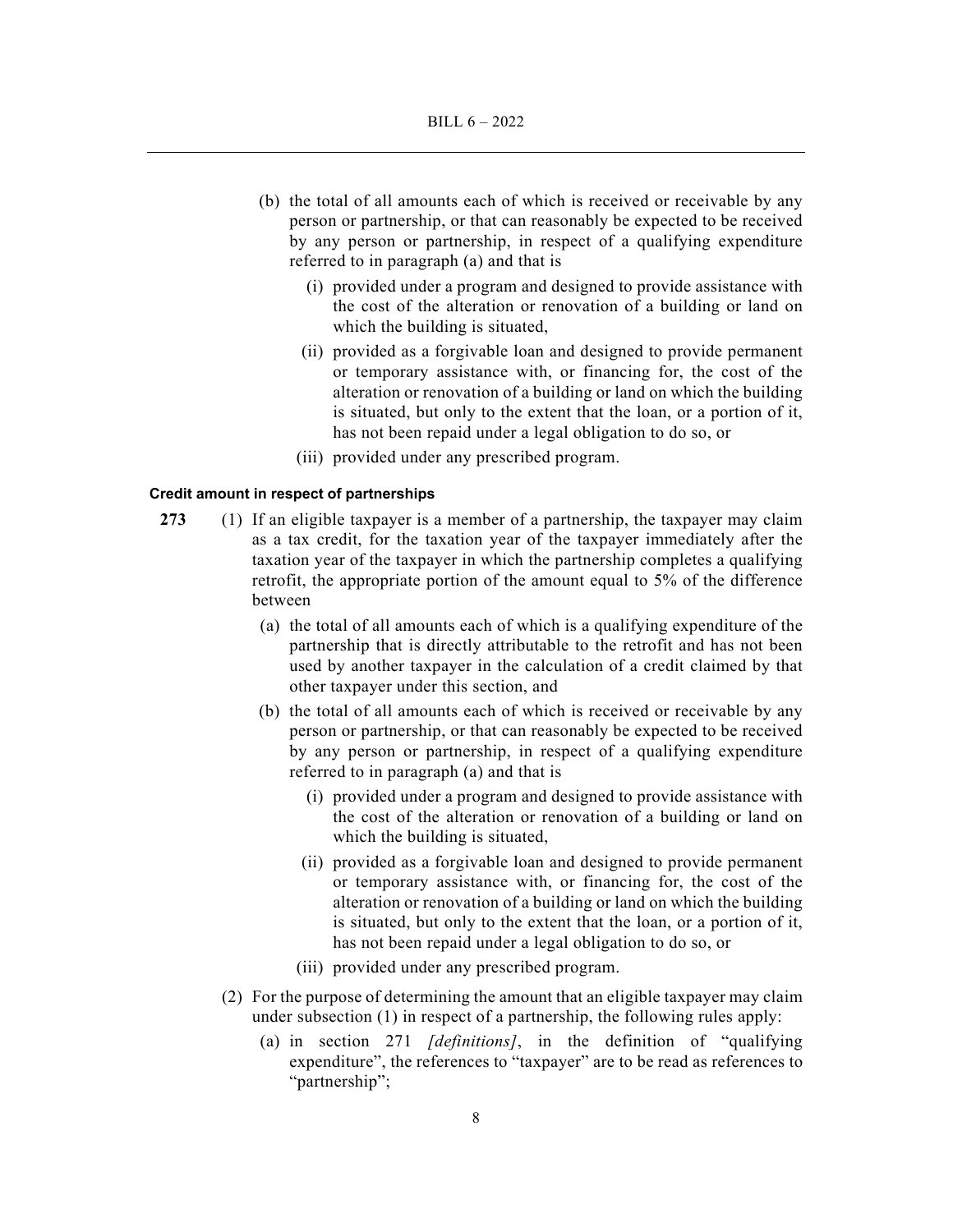(b) the total of all amounts each of which is received or receivable by any person or partnership, or that can reasonably be expected to be received by any person or partnership, in respect of a qualifying expenditure referred to in paragraph (a) and that is

(i) provided under a program and designed to provide assistance with the cost of the alteration or renovation of a building or land on which the building is situated,

(ii) provided as a forgivable loan and designed to provide permanent or temporary assistance with, or financing for, the cost of the alteration or renovation of a building or land on which the building is situated, but only to the extent that the loan, or a portion of it, has not been repaid under a legal obligation to do so, or

(iii) provided under any prescribed program.

**Credit amount in respect of partnerships**

**273** (1) If an eligible taxpayer is a member of a partnership, the taxpayer may claim as a tax credit, for the taxation year of the taxpayer immediately after the taxation year of the taxpayer in which the partnership completes a qualifying retrofit, the appropriate portion of the amount equal to 5% of the difference between

(a) the total of all amounts each of which is a qualifying expenditure of the partnership that is directly attributable to the retrofit and has not been used by another taxpayer in the calculation of a credit claimed by that other taxpayer under this section, and

(b) the total of all amounts each of which is received or receivable by any person or partnership, or that can reasonably be expected to be received by any person or partnership, in respect of a qualifying expenditure referred to in paragraph (a) and that is

(i) provided under a program and designed to provide assistance with the cost of the alteration or renovation of a building or land on which the building is situated,

(ii) provided as a forgivable loan and designed to provide permanent or temporary assistance with, or financing for, the cost of the alteration or renovation of a building or land on which the building is situated, but only to the extent that the loan, or a portion of it, has not been repaid under a legal obligation to do so, or

(iii) provided under any prescribed program.

(2) For the purpose of determining the amount that an eligible taxpayer may claim under subsection (1) in respect of a partnership, the following rules apply:

(a) in section 271 *[definitions]*, in the definition of "qualifying expenditure", the references to "taxpayer" are to be read as references to "partnership";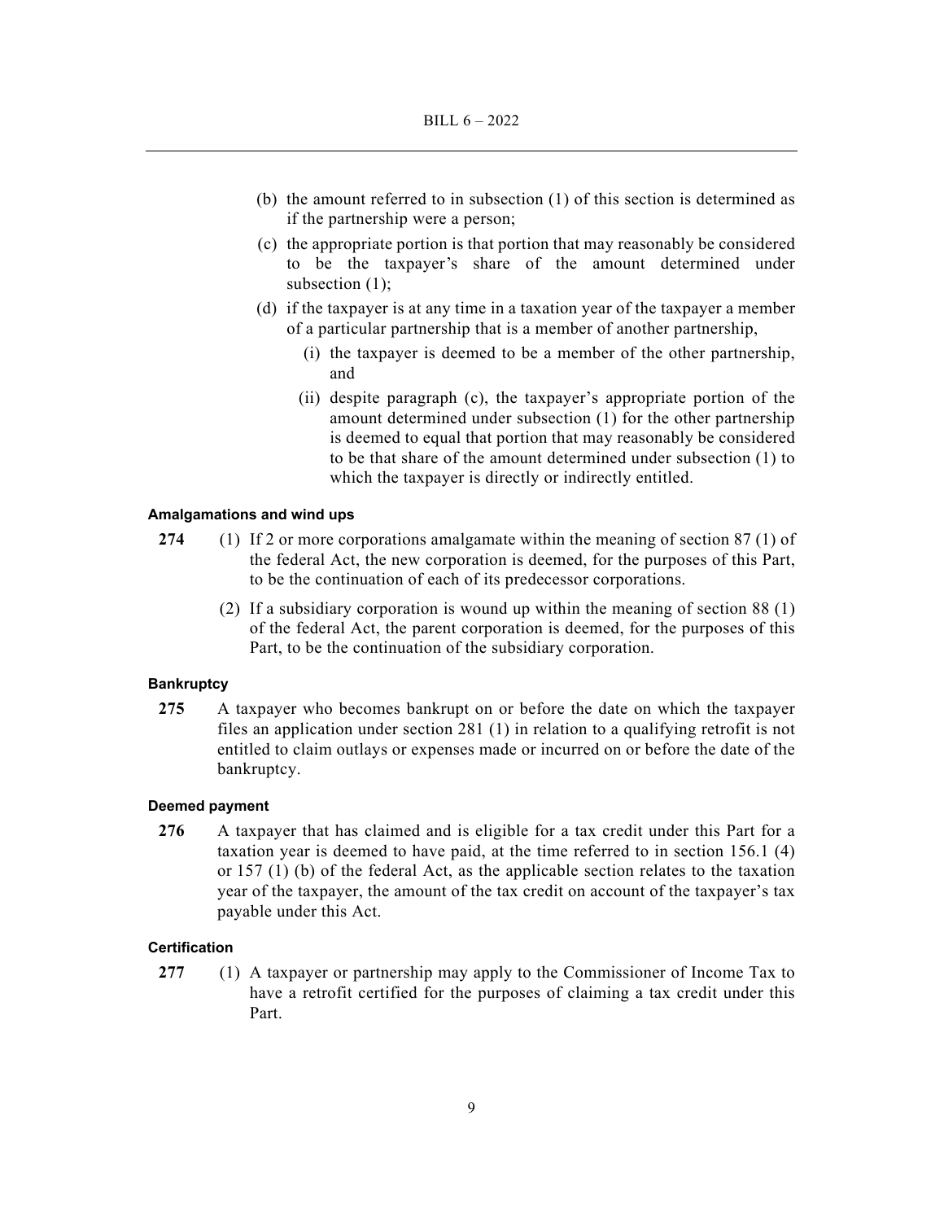(b) the amount referred to in subsection (1) of this section is determined as if the partnership were a person;

(c) the appropriate portion is that portion that may reasonably be considered to be the taxpayer's share of the amount determined under subsection (1);

(d) if the taxpayer is at any time in a taxation year of the taxpayer a member of a particular partnership that is a member of another partnership,

   (i) the taxpayer is deemed to be a member of the other partnership, and

   (ii) despite paragraph (c), the taxpayer's appropriate portion of the amount determined under subsection (1) for the other partnership is deemed to equal that portion that may reasonably be considered to be that share of the amount determined under subsection (1) to which the taxpayer is directly or indirectly entitled.

#### Amalgamations and wind ups

**274** (1) If 2 or more corporations amalgamate within the meaning of section 87 (1) of the federal Act, the new corporation is deemed, for the purposes of this Part, to be the continuation of each of its predecessor corporations.

(2) If a subsidiary corporation is wound up within the meaning of section 88 (1) of the federal Act, the parent corporation is deemed, for the purposes of this Part, to be the continuation of the subsidiary corporation.

#### Bankruptcy

**275** A taxpayer who becomes bankrupt on or before the date on which the taxpayer files an application under section 281 (1) in relation to a qualifying retrofit is not entitled to claim outlays or expenses made or incurred on or before the date of the bankruptcy.

#### Deemed payment

**276** A taxpayer that has claimed and is eligible for a tax credit under this Part for a taxation year is deemed to have paid, at the time referred to in section 156.1 (4) or 157 (1) (b) of the federal Act, as the applicable section relates to the taxation year of the taxpayer, the amount of the tax credit on account of the taxpayer's tax payable under this Act.

#### Certification

**277** (1) A taxpayer or partnership may apply to the Commissioner of Income Tax to have a retrofit certified for the purposes of claiming a tax credit under this Part.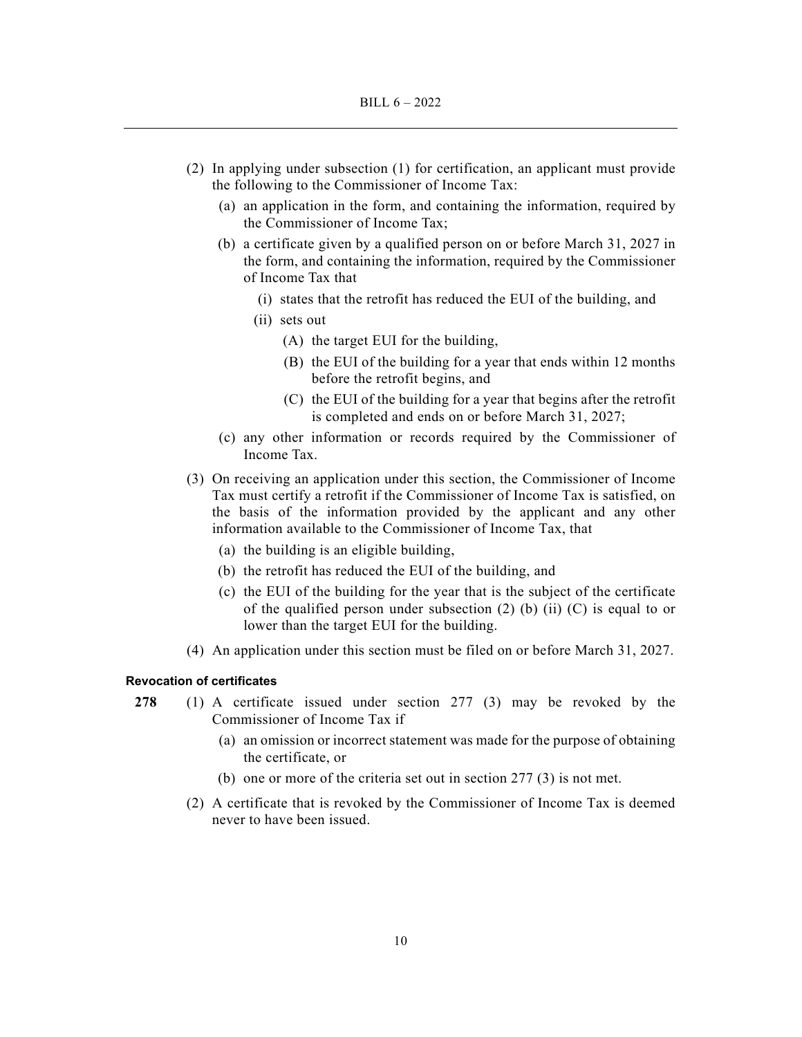(2) In applying under subsection (1) for certification, an applicant must provide the following to the Commissioner of Income Tax:

  (a) an application in the form, and containing the information, required by the Commissioner of Income Tax;

  (b) a certificate given by a qualified person on or before March 31, 2027 in the form, and containing the information, required by the Commissioner of Income Tax that

    (i) states that the retrofit has reduced the EUI of the building, and

    (ii) sets out

      (A) the target EUI for the building,

      (B) the EUI of the building for a year that ends within 12 months before the retrofit begins, and

      (C) the EUI of the building for a year that begins after the retrofit is completed and ends on or before March 31, 2027;

  (c) any other information or records required by the Commissioner of Income Tax.

(3) On receiving an application under this section, the Commissioner of Income Tax must certify a retrofit if the Commissioner of Income Tax is satisfied, on the basis of the information provided by the applicant and any other information available to the Commissioner of Income Tax, that

  (a) the building is an eligible building,

  (b) the retrofit has reduced the EUI of the building, and

  (c) the EUI of the building for the year that is the subject of the certificate of the qualified person under subsection (2) (b) (ii) (C) is equal to or lower than the target EUI for the building.

(4) An application under this section must be filed on or before March 31, 2027.

#### Revocation of certificates

**278** (1) A certificate issued under section 277 (3) may be revoked by the Commissioner of Income Tax if

  (a) an omission or incorrect statement was made for the purpose of obtaining the certificate, or

  (b) one or more of the criteria set out in section 277 (3) is not met.

(2) A certificate that is revoked by the Commissioner of Income Tax is deemed never to have been issued.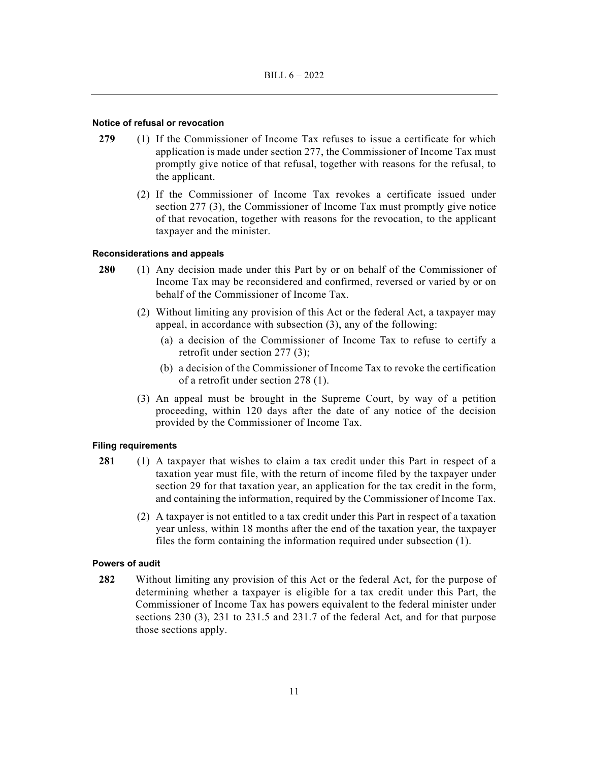#### Notice of refusal or revocation

**279** (1) If the Commissioner of Income Tax refuses to issue a certificate for which application is made under section 277, the Commissioner of Income Tax must promptly give notice of that refusal, together with reasons for the refusal, to the applicant.

(2) If the Commissioner of Income Tax revokes a certificate issued under section 277 (3), the Commissioner of Income Tax must promptly give notice of that revocation, together with reasons for the revocation, to the applicant taxpayer and the minister.

#### Reconsiderations and appeals

**280** (1) Any decision made under this Part by or on behalf of the Commissioner of Income Tax may be reconsidered and confirmed, reversed or varied by or on behalf of the Commissioner of Income Tax.

(2) Without limiting any provision of this Act or the federal Act, a taxpayer may appeal, in accordance with subsection (3), any of the following:

(a) a decision of the Commissioner of Income Tax to refuse to certify a retrofit under section 277 (3);

(b) a decision of the Commissioner of Income Tax to revoke the certification of a retrofit under section 278 (1).

(3) An appeal must be brought in the Supreme Court, by way of a petition proceeding, within 120 days after the date of any notice of the decision provided by the Commissioner of Income Tax.

#### Filing requirements

**281** (1) A taxpayer that wishes to claim a tax credit under this Part in respect of a taxation year must file, with the return of income filed by the taxpayer under section 29 for that taxation year, an application for the tax credit in the form, and containing the information, required by the Commissioner of Income Tax.

(2) A taxpayer is not entitled to a tax credit under this Part in respect of a taxation year unless, within 18 months after the end of the taxation year, the taxpayer files the form containing the information required under subsection (1).

#### Powers of audit

**282** Without limiting any provision of this Act or the federal Act, for the purpose of determining whether a taxpayer is eligible for a tax credit under this Part, the Commissioner of Income Tax has powers equivalent to the federal minister under sections 230 (3), 231 to 231.5 and 231.7 of the federal Act, and for that purpose those sections apply.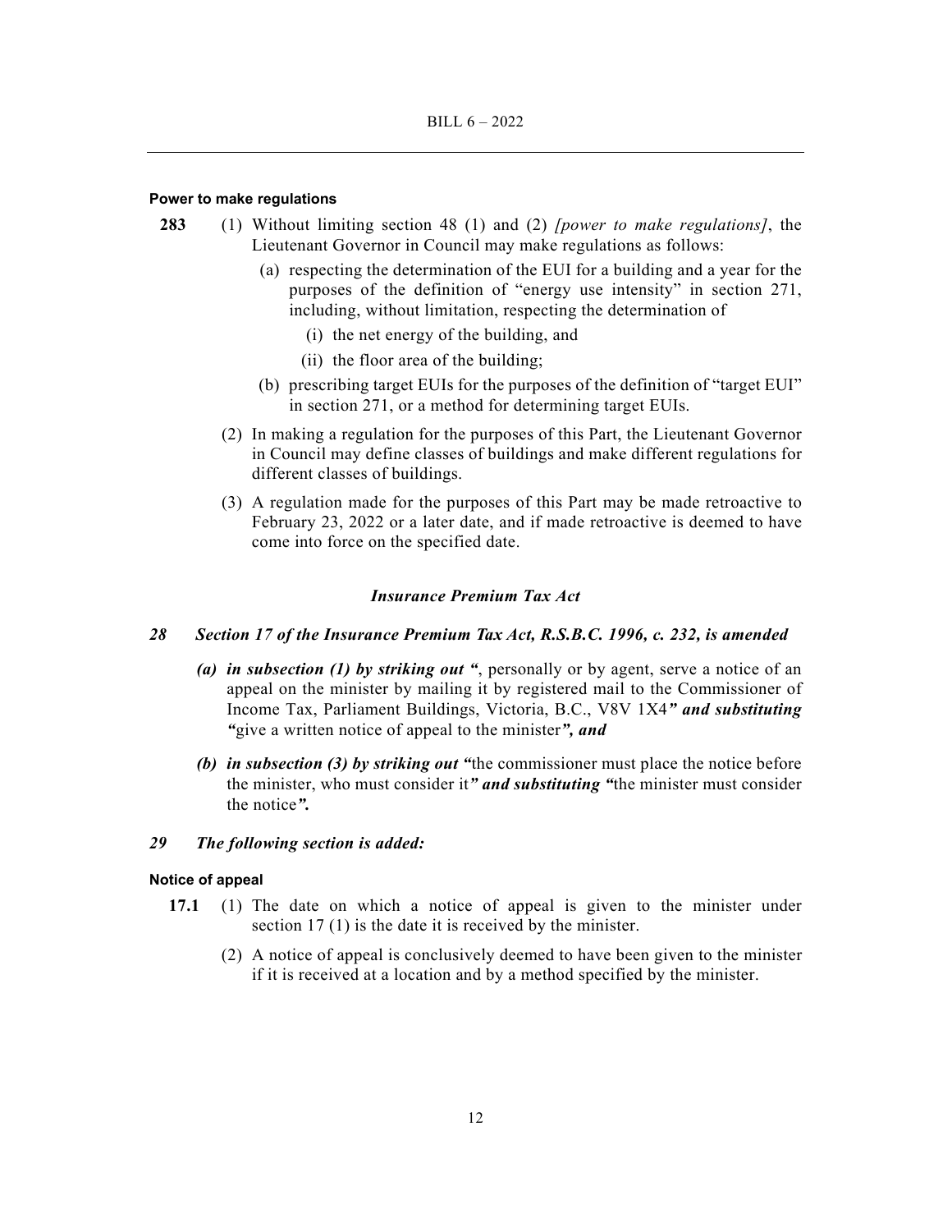**Power to make regulations**

**283** (1) Without limiting section 48 (1) and (2) *[power to make regulations]*, the Lieutenant Governor in Council may make regulations as follows:

(a) respecting the determination of the EUI for a building and a year for the purposes of the definition of "energy use intensity" in section 271, including, without limitation, respecting the determination of

(i) the net energy of the building, and

(ii) the floor area of the building;

(b) prescribing target EUIs for the purposes of the definition of "target EUI" in section 271, or a method for determining target EUIs.

(2) In making a regulation for the purposes of this Part, the Lieutenant Governor in Council may define classes of buildings and make different regulations for different classes of buildings.

(3) A regulation made for the purposes of this Part may be made retroactive to February 23, 2022 or a later date, and if made retroactive is deemed to have come into force on the specified date.

### *Insurance Premium Tax Act*

***28 Section 17 of the Insurance Premium Tax Act, R.S.B.C. 1996, c. 232, is amended***

***(a) in subsection (1) by striking out "***, personally or by agent, serve a notice of an appeal on the minister by mailing it by registered mail to the Commissioner of Income Tax, Parliament Buildings, Victoria, B.C., V8V 1X4***" and substituting "***give a written notice of appeal to the minister***", and***

***(b) in subsection (3) by striking out "***the commissioner must place the notice before the minister, who must consider it***" and substituting "***the minister must consider the notice***".***

***29 The following section is added:***

**Notice of appeal**

**17.1** (1) The date on which a notice of appeal is given to the minister under section 17 (1) is the date it is received by the minister.

(2) A notice of appeal is conclusively deemed to have been given to the minister if it is received at a location and by a method specified by the minister.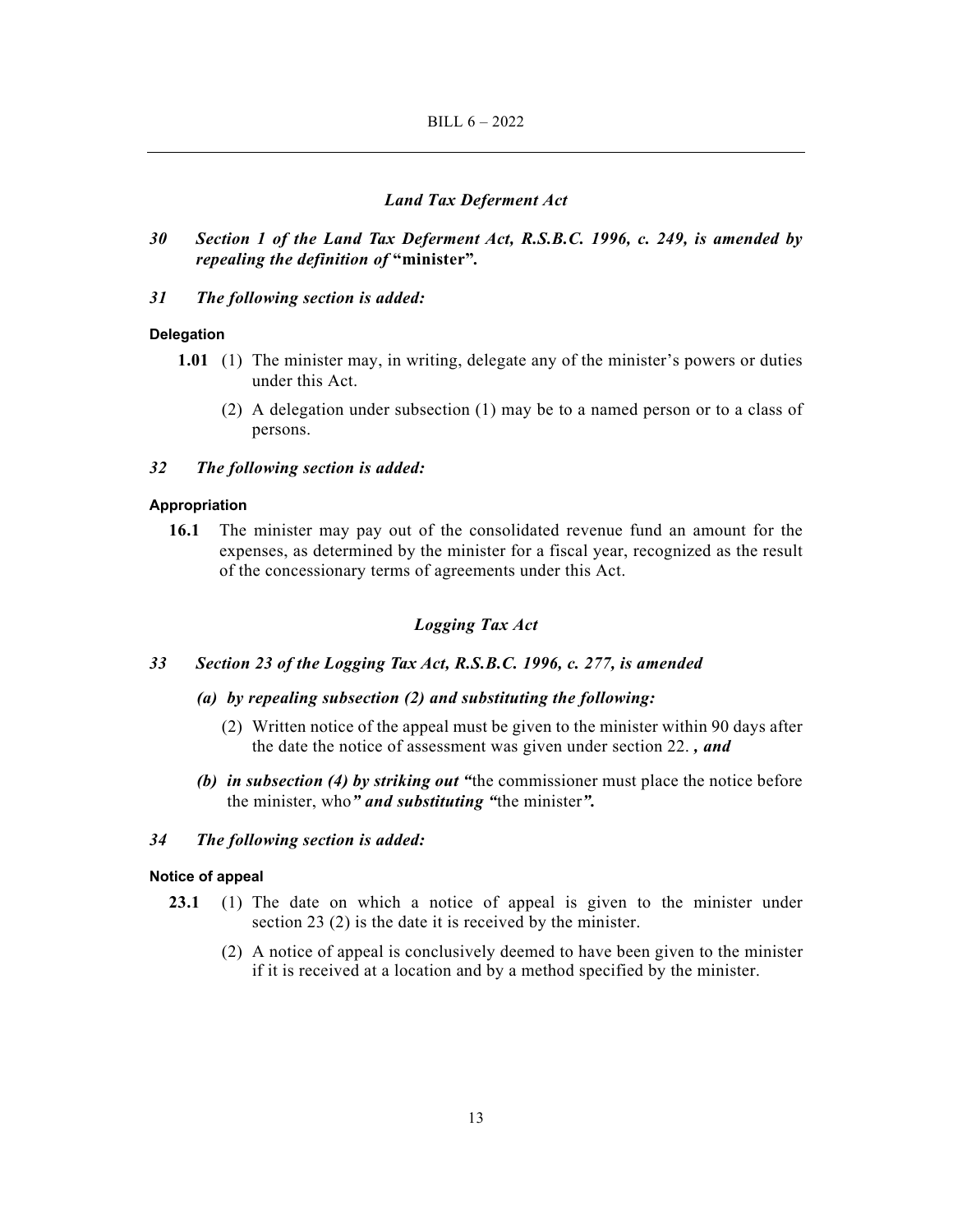### *Land Tax Deferment Act*

***30 Section 1 of the Land Tax Deferment Act, R.S.B.C. 1996, c. 249, is amended by repealing the definition of* "minister".**

***31 The following section is added:***

**Delegation**

**1.01** (1) The minister may, in writing, delegate any of the minister's powers or duties under this Act.

(2) A delegation under subsection (1) may be to a named person or to a class of persons.

***32 The following section is added:***

**Appropriation**

**16.1** The minister may pay out of the consolidated revenue fund an amount for the expenses, as determined by the minister for a fiscal year, recognized as the result of the concessionary terms of agreements under this Act.

### *Logging Tax Act*

***33 Section 23 of the Logging Tax Act, R.S.B.C. 1996, c. 277, is amended***

***(a) by repealing subsection (2) and substituting the following:***

(2) Written notice of the appeal must be given to the minister within 90 days after the date the notice of assessment was given under section 22. ***, and***

***(b) in subsection (4) by striking out "***the commissioner must place the notice before the minister, who***" and substituting "***the minister***".***

***34 The following section is added:***

**Notice of appeal**

**23.1** (1) The date on which a notice of appeal is given to the minister under section 23 (2) is the date it is received by the minister.

(2) A notice of appeal is conclusively deemed to have been given to the minister if it is received at a location and by a method specified by the minister.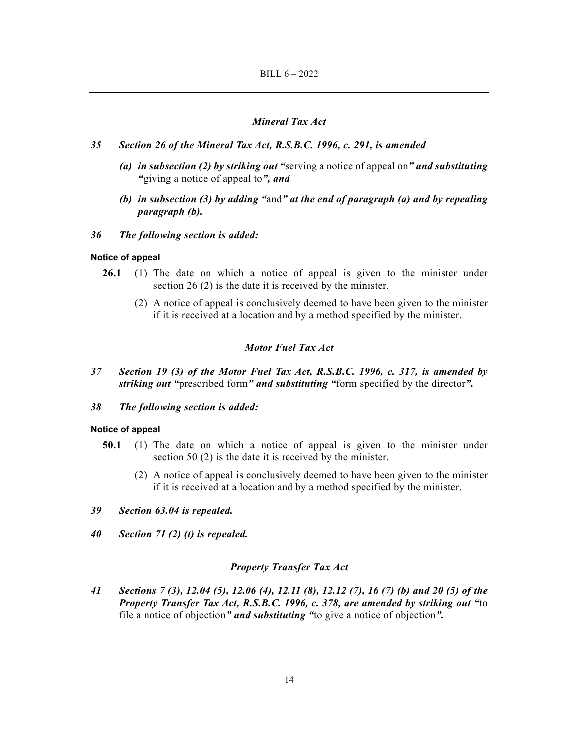### *Mineral Tax Act*

***35 Section 26 of the Mineral Tax Act, R.S.B.C. 1996, c. 291, is amended***

***(a) in subsection (2) by striking out "***serving a notice of appeal on***" and substituting "***giving a notice of appeal to***", and***

***(b) in subsection (3) by adding "***and***" at the end of paragraph (a) and by repealing paragraph (b).***

***36 The following section is added:***

**Notice of appeal**

**26.1** (1) The date on which a notice of appeal is given to the minister under section 26 (2) is the date it is received by the minister.

(2) A notice of appeal is conclusively deemed to have been given to the minister if it is received at a location and by a method specified by the minister.

### *Motor Fuel Tax Act*

***37 Section 19 (3) of the Motor Fuel Tax Act, R.S.B.C. 1996, c. 317, is amended by striking out "***prescribed form***" and substituting "***form specified by the director***".***

***38 The following section is added:***

**Notice of appeal**

**50.1** (1) The date on which a notice of appeal is given to the minister under section 50 (2) is the date it is received by the minister.

(2) A notice of appeal is conclusively deemed to have been given to the minister if it is received at a location and by a method specified by the minister.

***39 Section 63.04 is repealed.***

***40 Section 71 (2) (t) is repealed.***

### *Property Transfer Tax Act*

***41 Sections 7 (3), 12.04 (5), 12.06 (4), 12.11 (8), 12.12 (7), 16 (7) (b) and 20 (5) of the Property Transfer Tax Act, R.S.B.C. 1996, c. 378, are amended by striking out "***to file a notice of objection***" and substituting "***to give a notice of objection***".***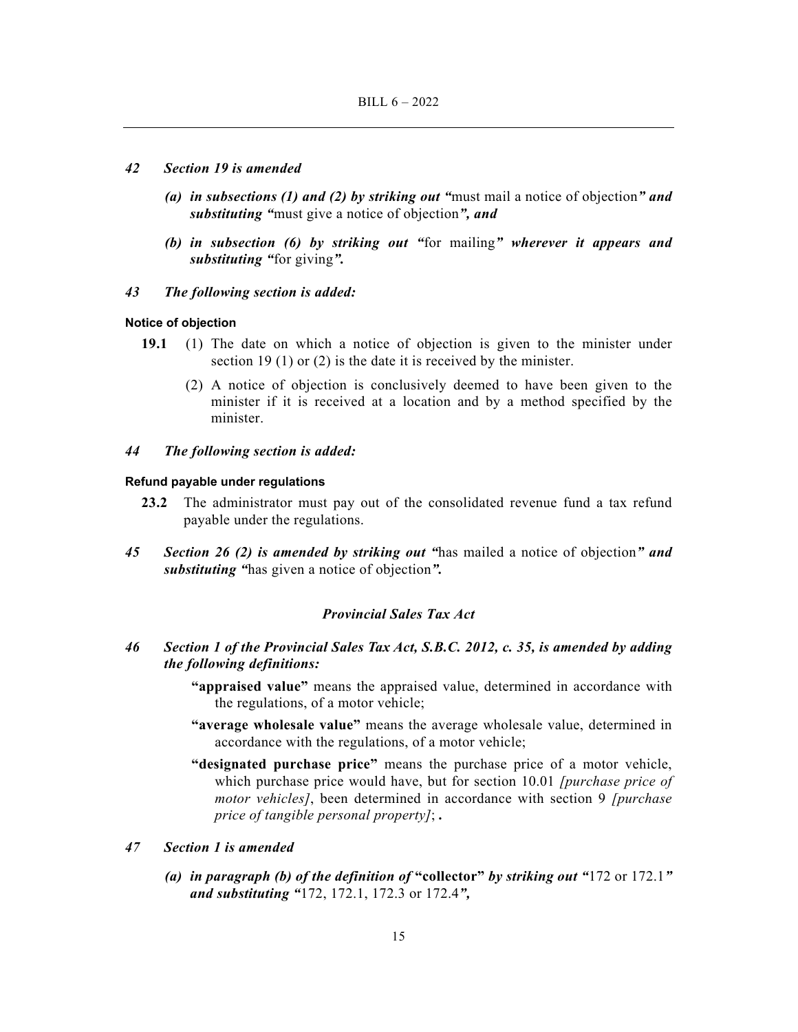*42 Section 19 is amended*

*(a) in subsections (1) and (2) by striking out "*must mail a notice of objection*" and substituting "*must give a notice of objection*", and*

*(b) in subsection (6) by striking out "*for mailing*" wherever it appears and substituting "*for giving*".*

*43 The following section is added:*

**Notice of objection**

**19.1** (1) The date on which a notice of objection is given to the minister under section 19 (1) or (2) is the date it is received by the minister.

(2) A notice of objection is conclusively deemed to have been given to the minister if it is received at a location and by a method specified by the minister.

*44 The following section is added:*

**Refund payable under regulations**

**23.2** The administrator must pay out of the consolidated revenue fund a tax refund payable under the regulations.

*45 Section 26 (2) is amended by striking out "*has mailed a notice of objection*" and substituting "*has given a notice of objection*".*

*Provincial Sales Tax Act*

*46 Section 1 of the Provincial Sales Tax Act, S.B.C. 2012, c. 35, is amended by adding the following definitions:*

**"appraised value"** means the appraised value, determined in accordance with the regulations, of a motor vehicle;

**"average wholesale value"** means the average wholesale value, determined in accordance with the regulations, of a motor vehicle;

**"designated purchase price"** means the purchase price of a motor vehicle, which purchase price would have, but for section 10.01 *[purchase price of motor vehicles]*, been determined in accordance with section 9 *[purchase price of tangible personal property]*; **.**

*47 Section 1 is amended*

*(a) in paragraph (b) of the definition of* **"collector"** *by striking out "*172 or 172.1*" and substituting "*172, 172.1, 172.3 or 172.4*",*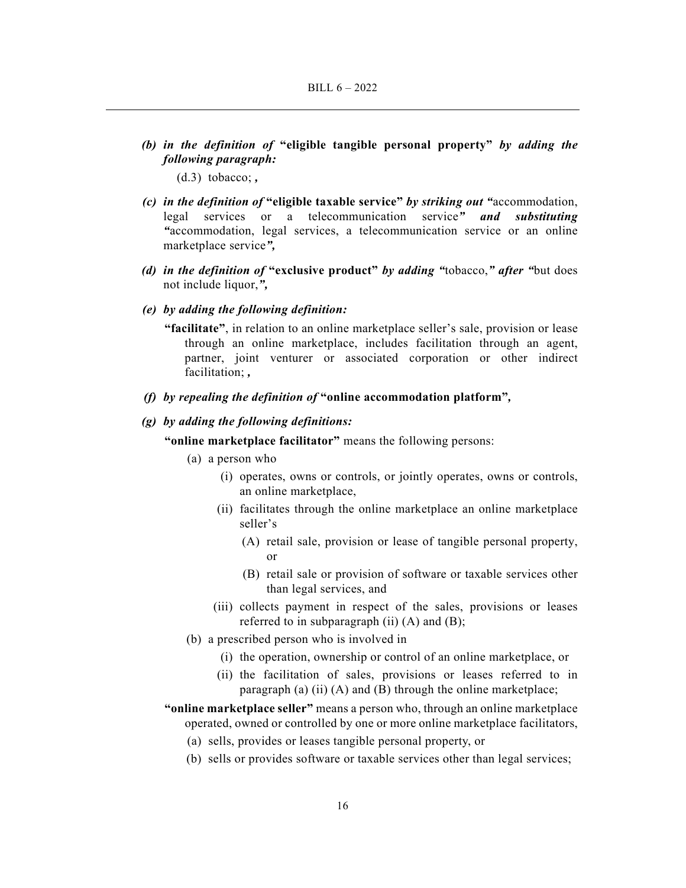*(b) in the definition of* **"eligible tangible personal property"** *by adding the following paragraph:*

(d.3) tobacco; *,*

*(c) in the definition of* **"eligible taxable service"** *by striking out "*accommodation, legal services or a telecommunication service*" and substituting "*accommodation, legal services, a telecommunication service or an online marketplace service*",*

*(d) in the definition of* **"exclusive product"** *by adding "*tobacco,*" after "*but does not include liquor,*",*

*(e) by adding the following definition:*

**"facilitate"**, in relation to an online marketplace seller's sale, provision or lease through an online marketplace, includes facilitation through an agent, partner, joint venturer or associated corporation or other indirect facilitation; *,*

*(f) by repealing the definition of* **"online accommodation platform"***,*

*(g) by adding the following definitions:*

**"online marketplace facilitator"** means the following persons:

- (a) a person who
  - (i) operates, owns or controls, or jointly operates, owns or controls, an online marketplace,
  - (ii) facilitates through the online marketplace an online marketplace seller's
    - (A) retail sale, provision or lease of tangible personal property, or
    - (B) retail sale or provision of software or taxable services other than legal services, and
  - (iii) collects payment in respect of the sales, provisions or leases referred to in subparagraph (ii) (A) and (B);
- (b) a prescribed person who is involved in
  - (i) the operation, ownership or control of an online marketplace, or
  - (ii) the facilitation of sales, provisions or leases referred to in paragraph (a) (ii) (A) and (B) through the online marketplace;

**"online marketplace seller"** means a person who, through an online marketplace operated, owned or controlled by one or more online marketplace facilitators,

- (a) sells, provides or leases tangible personal property, or
- (b) sells or provides software or taxable services other than legal services;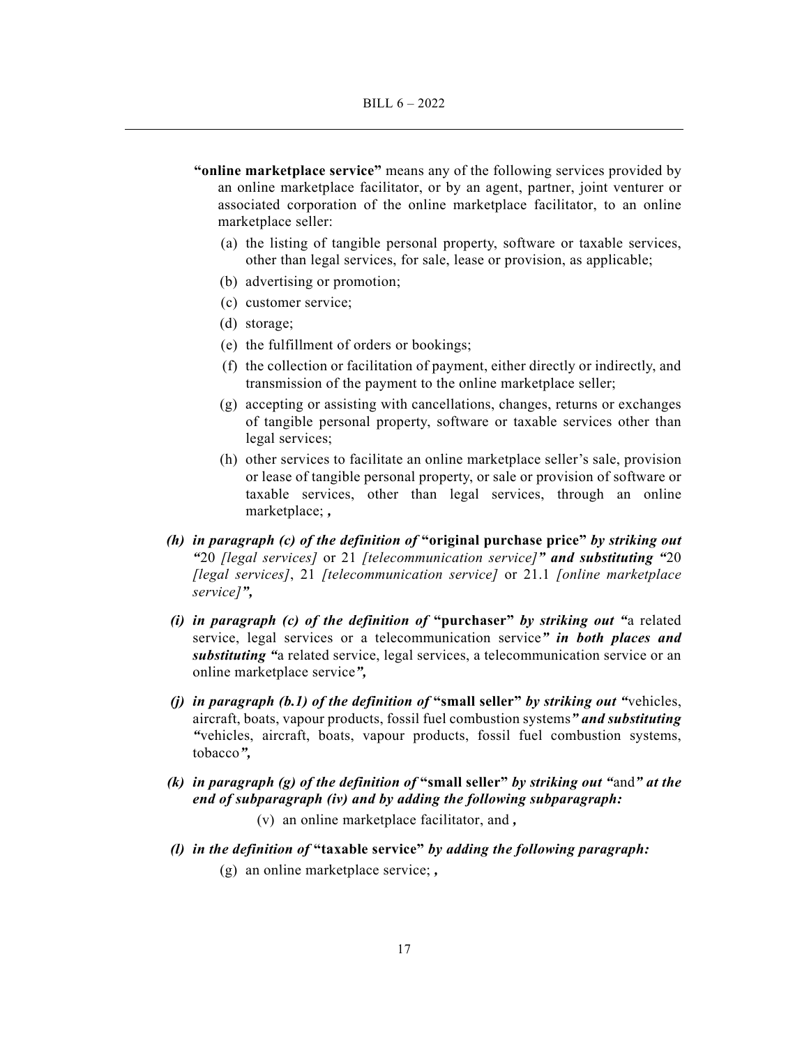**"online marketplace service"** means any of the following services provided by an online marketplace facilitator, or by an agent, partner, joint venturer or associated corporation of the online marketplace facilitator, to an online marketplace seller:

(a) the listing of tangible personal property, software or taxable services, other than legal services, for sale, lease or provision, as applicable;

(b) advertising or promotion;

(c) customer service;

(d) storage;

(e) the fulfillment of orders or bookings;

(f) the collection or facilitation of payment, either directly or indirectly, and transmission of the payment to the online marketplace seller;

(g) accepting or assisting with cancellations, changes, returns or exchanges of tangible personal property, software or taxable services other than legal services;

(h) other services to facilitate an online marketplace seller's sale, provision or lease of tangible personal property, or sale or provision of software or taxable services, other than legal services, through an online marketplace; ***,***

***(h) in paragraph (c) of the definition of* "original purchase price" *by striking out "*** 20 *[legal services]* or 21 *[telecommunication service]**" and substituting "***20 *[legal services]*, 21 *[telecommunication service]* or 21.1 *[online marketplace service]**",***

***(i) in paragraph (c) of the definition of* "purchaser" *by striking out "***a related service, legal services or a telecommunication service***" in both places and substituting "***a related service, legal services, a telecommunication service or an online marketplace service***",***

***(j) in paragraph (b.1) of the definition of* "small seller" *by striking out "***vehicles, aircraft, boats, vapour products, fossil fuel combustion systems***" and substituting "***vehicles, aircraft, boats, vapour products, fossil fuel combustion systems, tobacco***",***

***(k) in paragraph (g) of the definition of* "small seller" *by striking out "***and***" at the end of subparagraph (iv) and by adding the following subparagraph:***

(v) an online marketplace facilitator, and ***,***

***(l) in the definition of* "taxable service" *by adding the following paragraph:***

(g) an online marketplace service; ***,***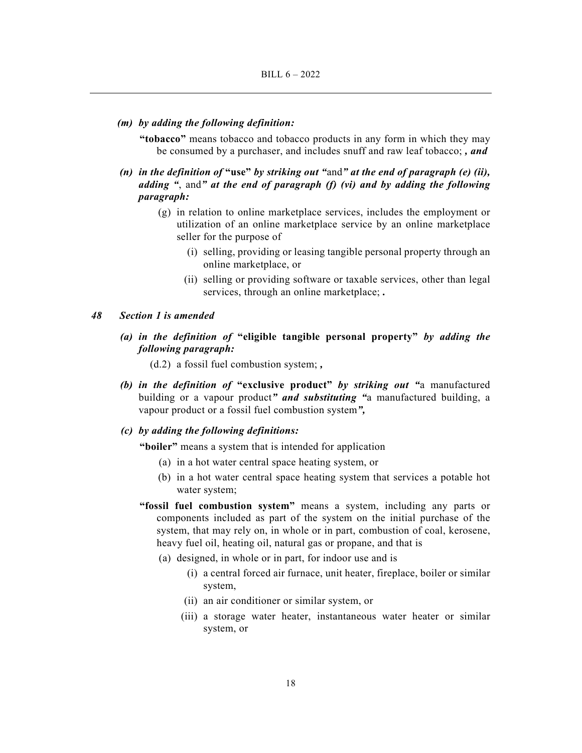*(m) by adding the following definition:*

**"tobacco"** means tobacco and tobacco products in any form in which they may be consumed by a purchaser, and includes snuff and raw leaf tobacco; ***, and***

*(n) in the definition of* **"use"** *by striking out "*and*" at the end of paragraph (e) (ii), adding "*, and*" at the end of paragraph (f) (vi) and by adding the following paragraph:*

(g) in relation to online marketplace services, includes the employment or utilization of an online marketplace service by an online marketplace seller for the purpose of

(i) selling, providing or leasing tangible personal property through an online marketplace, or

(ii) selling or providing software or taxable services, other than legal services, through an online marketplace; **.**

***48 Section 1 is amended***

*(a) in the definition of* **"eligible tangible personal property"** *by adding the following paragraph:*

(d.2) a fossil fuel combustion system; ***,***

*(b) in the definition of* **"exclusive product"** *by striking out "*a manufactured building or a vapour product*" **and substituting** "*a manufactured building, a vapour product or a fossil fuel combustion system***",***

*(c) by adding the following definitions:*

**"boiler"** means a system that is intended for application

(a) in a hot water central space heating system, or

(b) in a hot water central space heating system that services a potable hot water system;

**"fossil fuel combustion system"** means a system, including any parts or components included as part of the system on the initial purchase of the system, that may rely on, in whole or in part, combustion of coal, kerosene, heavy fuel oil, heating oil, natural gas or propane, and that is

(a) designed, in whole or in part, for indoor use and is

(i) a central forced air furnace, unit heater, fireplace, boiler or similar system,

(ii) an air conditioner or similar system, or

(iii) a storage water heater, instantaneous water heater or similar system, or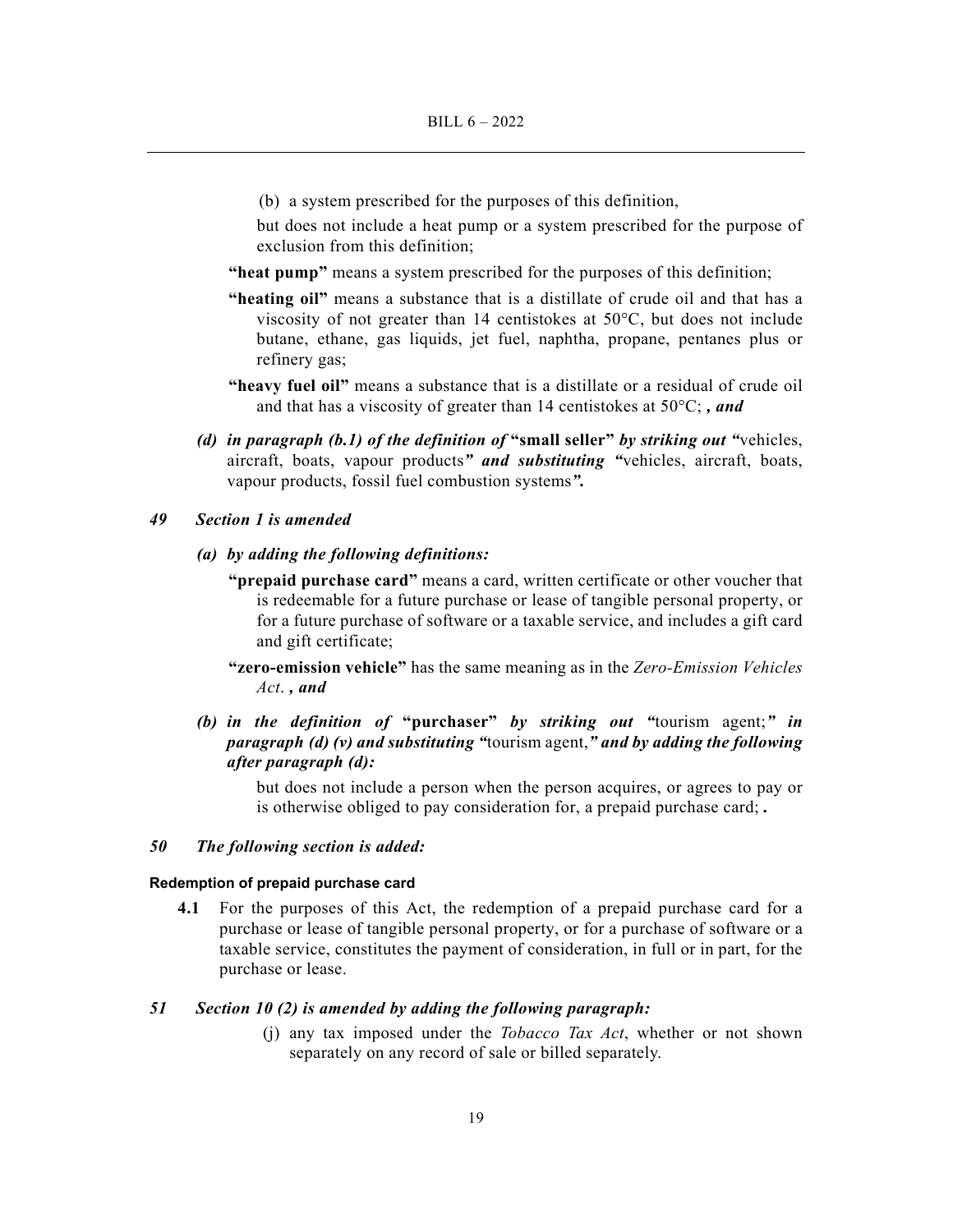(b) a system prescribed for the purposes of this definition,

but does not include a heat pump or a system prescribed for the purpose of exclusion from this definition;

**"heat pump"** means a system prescribed for the purposes of this definition;

**"heating oil"** means a substance that is a distillate of crude oil and that has a viscosity of not greater than 14 centistokes at 50°C, but does not include butane, ethane, gas liquids, jet fuel, naphtha, propane, pentanes plus or refinery gas;

**"heavy fuel oil"** means a substance that is a distillate or a residual of crude oil and that has a viscosity of greater than 14 centistokes at 50°C; ***, and***

***(d) in paragraph (b.1) of the definition of*** **"small seller"** ***by striking out "***vehicles, aircraft, boats, vapour products***" and substituting "***vehicles, aircraft, boats, vapour products, fossil fuel combustion systems***".***

***49 Section 1 is amended***

***(a) by adding the following definitions:***

**"prepaid purchase card"** means a card, written certificate or other voucher that is redeemable for a future purchase or lease of tangible personal property, or for a future purchase of software or a taxable service, and includes a gift card and gift certificate;

**"zero-emission vehicle"** has the same meaning as in the *Zero-Emission Vehicles Act*. ***, and***

***(b) in the definition of*** **"purchaser"** ***by striking out "***tourism agent;***" in paragraph (d) (v) and substituting "***tourism agent,***" and by adding the following after paragraph (d):***

but does not include a person when the person acquires, or agrees to pay or is otherwise obliged to pay consideration for, a prepaid purchase card; **.**

***50 The following section is added:***

**Redemption of prepaid purchase card**

**4.1** For the purposes of this Act, the redemption of a prepaid purchase card for a purchase or lease of tangible personal property, or for a purchase of software or a taxable service, constitutes the payment of consideration, in full or in part, for the purchase or lease.

***51 Section 10 (2) is amended by adding the following paragraph:***

(j) any tax imposed under the *Tobacco Tax Act*, whether or not shown separately on any record of sale or billed separately.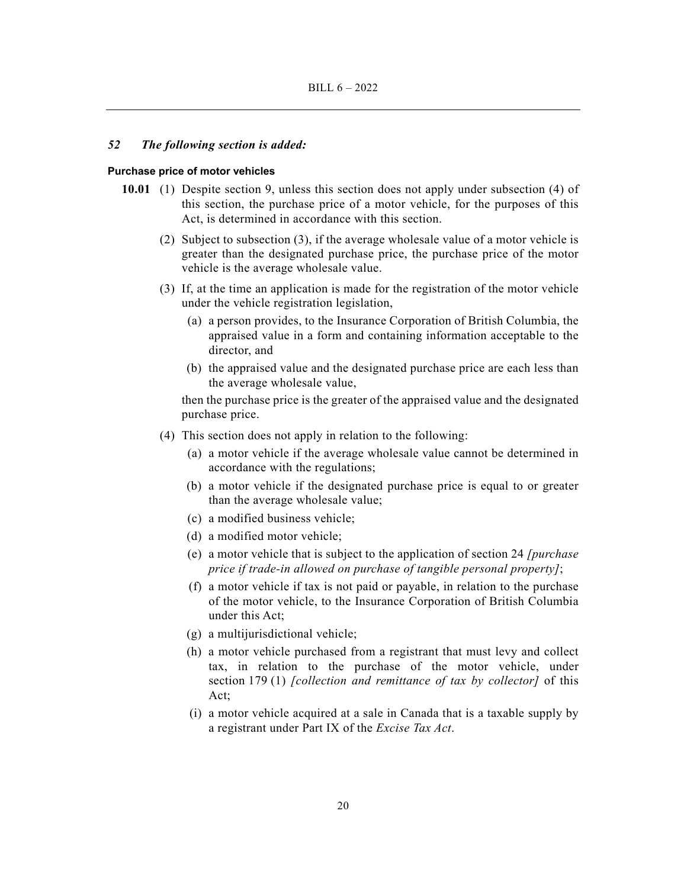*52 The following section is added:*

**Purchase price of motor vehicles**

**10.01** (1) Despite section 9, unless this section does not apply under subsection (4) of this section, the purchase price of a motor vehicle, for the purposes of this Act, is determined in accordance with this section.

(2) Subject to subsection (3), if the average wholesale value of a motor vehicle is greater than the designated purchase price, the purchase price of the motor vehicle is the average wholesale value.

(3) If, at the time an application is made for the registration of the motor vehicle under the vehicle registration legislation,

(a) a person provides, to the Insurance Corporation of British Columbia, the appraised value in a form and containing information acceptable to the director, and

(b) the appraised value and the designated purchase price are each less than the average wholesale value,

then the purchase price is the greater of the appraised value and the designated purchase price.

(4) This section does not apply in relation to the following:

(a) a motor vehicle if the average wholesale value cannot be determined in accordance with the regulations;

(b) a motor vehicle if the designated purchase price is equal to or greater than the average wholesale value;

(c) a modified business vehicle;

(d) a modified motor vehicle;

(e) a motor vehicle that is subject to the application of section 24 *[purchase price if trade-in allowed on purchase of tangible personal property]*;

(f) a motor vehicle if tax is not paid or payable, in relation to the purchase of the motor vehicle, to the Insurance Corporation of British Columbia under this Act;

(g) a multijurisdictional vehicle;

(h) a motor vehicle purchased from a registrant that must levy and collect tax, in relation to the purchase of the motor vehicle, under section 179 (1) *[collection and remittance of tax by collector]* of this Act;

(i) a motor vehicle acquired at a sale in Canada that is a taxable supply by a registrant under Part IX of the *Excise Tax Act*.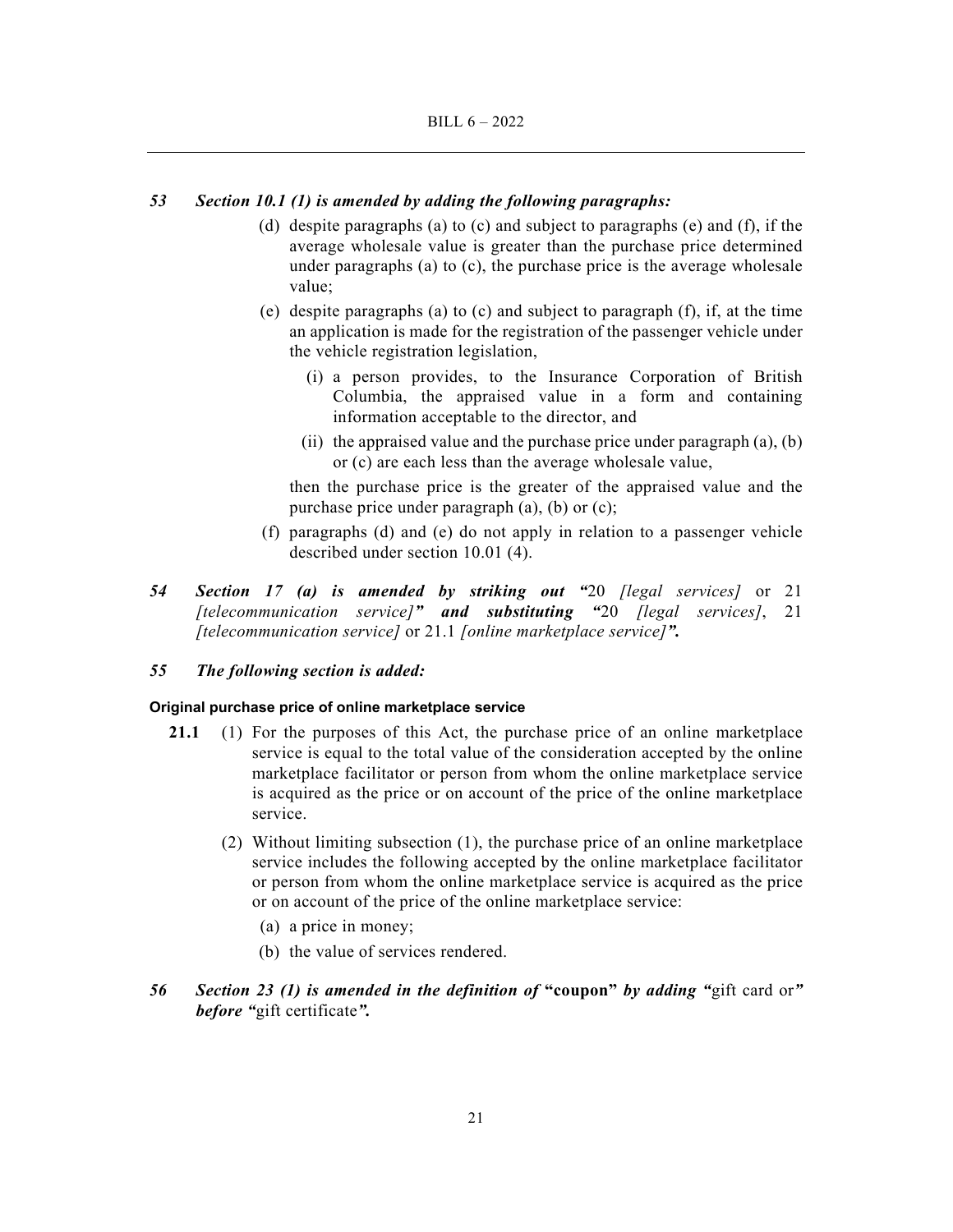***53 Section 10.1 (1) is amended by adding the following paragraphs:***

(d) despite paragraphs (a) to (c) and subject to paragraphs (e) and (f), if the average wholesale value is greater than the purchase price determined under paragraphs (a) to (c), the purchase price is the average wholesale value;

(e) despite paragraphs (a) to (c) and subject to paragraph (f), if, at the time an application is made for the registration of the passenger vehicle under the vehicle registration legislation,

(i) a person provides, to the Insurance Corporation of British Columbia, the appraised value in a form and containing information acceptable to the director, and

(ii) the appraised value and the purchase price under paragraph (a), (b) or (c) are each less than the average wholesale value,

then the purchase price is the greater of the appraised value and the purchase price under paragraph (a), (b) or (c);

(f) paragraphs (d) and (e) do not apply in relation to a passenger vehicle described under section 10.01 (4).

***54 Section 17 (a) is amended by striking out "***20 *[legal services]* or 21 *[telecommunication service]****" and substituting "***20 *[legal services]*, 21 *[telecommunication service]* or 21.1 *[online marketplace service]****".***

***55 The following section is added:***

**Original purchase price of online marketplace service**

**21.1** (1) For the purposes of this Act, the purchase price of an online marketplace service is equal to the total value of the consideration accepted by the online marketplace facilitator or person from whom the online marketplace service is acquired as the price or on account of the price of the online marketplace service.

(2) Without limiting subsection (1), the purchase price of an online marketplace service includes the following accepted by the online marketplace facilitator or person from whom the online marketplace service is acquired as the price or on account of the price of the online marketplace service:

(a) a price in money;

(b) the value of services rendered.

***56 Section 23 (1) is amended in the definition of*** **"coupon"** ***by adding "***gift card or***" before "***gift certificate***".***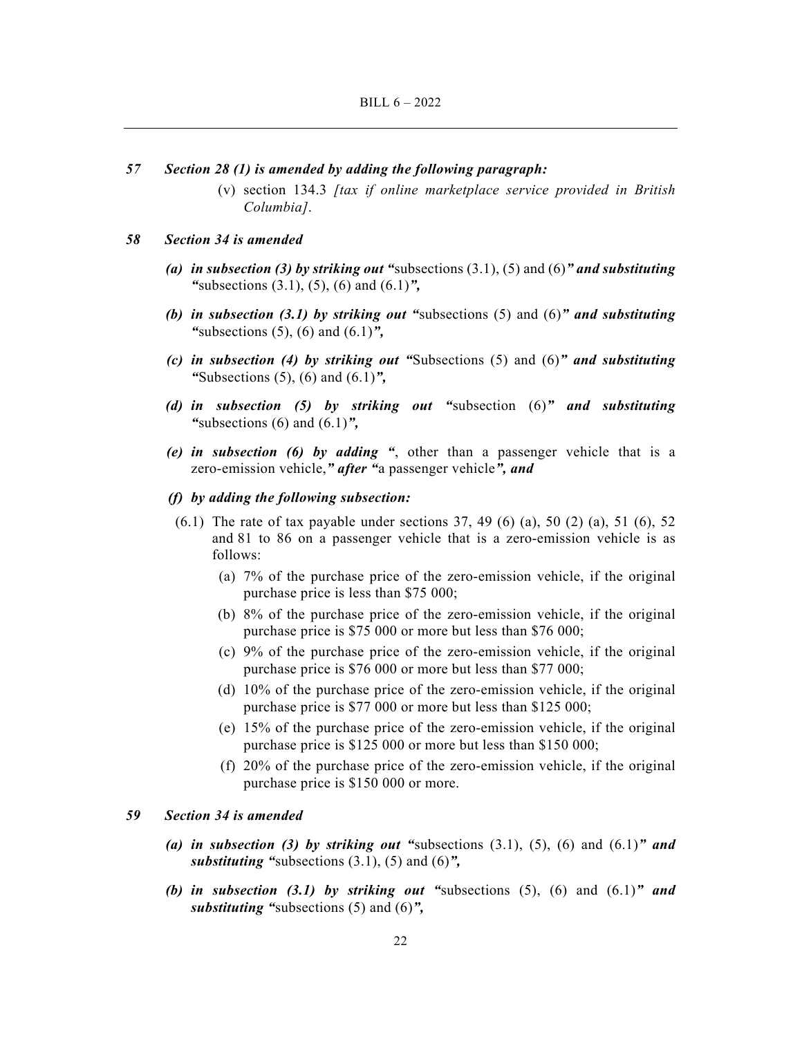***57 Section 28 (1) is amended by adding the following paragraph:***

(v) section 134.3 *[tax if online marketplace service provided in British Columbia]*.

***58 Section 34 is amended***

***(a) in subsection (3) by striking out "***subsections (3.1), (5) and (6)***" and substituting "***subsections (3.1), (5), (6) and (6.1)***",***

***(b) in subsection (3.1) by striking out "***subsections (5) and (6)***" and substituting "***subsections (5), (6) and (6.1)***",***

***(c) in subsection (4) by striking out "***Subsections (5) and (6)***" and substituting "***Subsections (5), (6) and (6.1)***",***

***(d) in subsection (5) by striking out "***subsection (6)***" and substituting "***subsections (6) and (6.1)***",***

***(e) in subsection (6) by adding "***, other than a passenger vehicle that is a zero-emission vehicle,***" after "***a passenger vehicle***", and***

***(f) by adding the following subsection:***

(6.1) The rate of tax payable under sections 37, 49 (6) (a), 50 (2) (a), 51 (6), 52 and 81 to 86 on a passenger vehicle that is a zero-emission vehicle is as follows:

(a) 7% of the purchase price of the zero-emission vehicle, if the original purchase price is less than $75 000;

(b) 8% of the purchase price of the zero-emission vehicle, if the original purchase price is $75 000 or more but less than $76 000;

(c) 9% of the purchase price of the zero-emission vehicle, if the original purchase price is $76 000 or more but less than $77 000;

(d) 10% of the purchase price of the zero-emission vehicle, if the original purchase price is $77 000 or more but less than $125 000;

(e) 15% of the purchase price of the zero-emission vehicle, if the original purchase price is $125 000 or more but less than $150 000;

(f) 20% of the purchase price of the zero-emission vehicle, if the original purchase price is $150 000 or more.

***59 Section 34 is amended***

***(a) in subsection (3) by striking out "***subsections (3.1), (5), (6) and (6.1)***" and substituting "***subsections (3.1), (5) and (6)***",***

***(b) in subsection (3.1) by striking out "***subsections (5), (6) and (6.1)***" and substituting "***subsections (5) and (6)***",***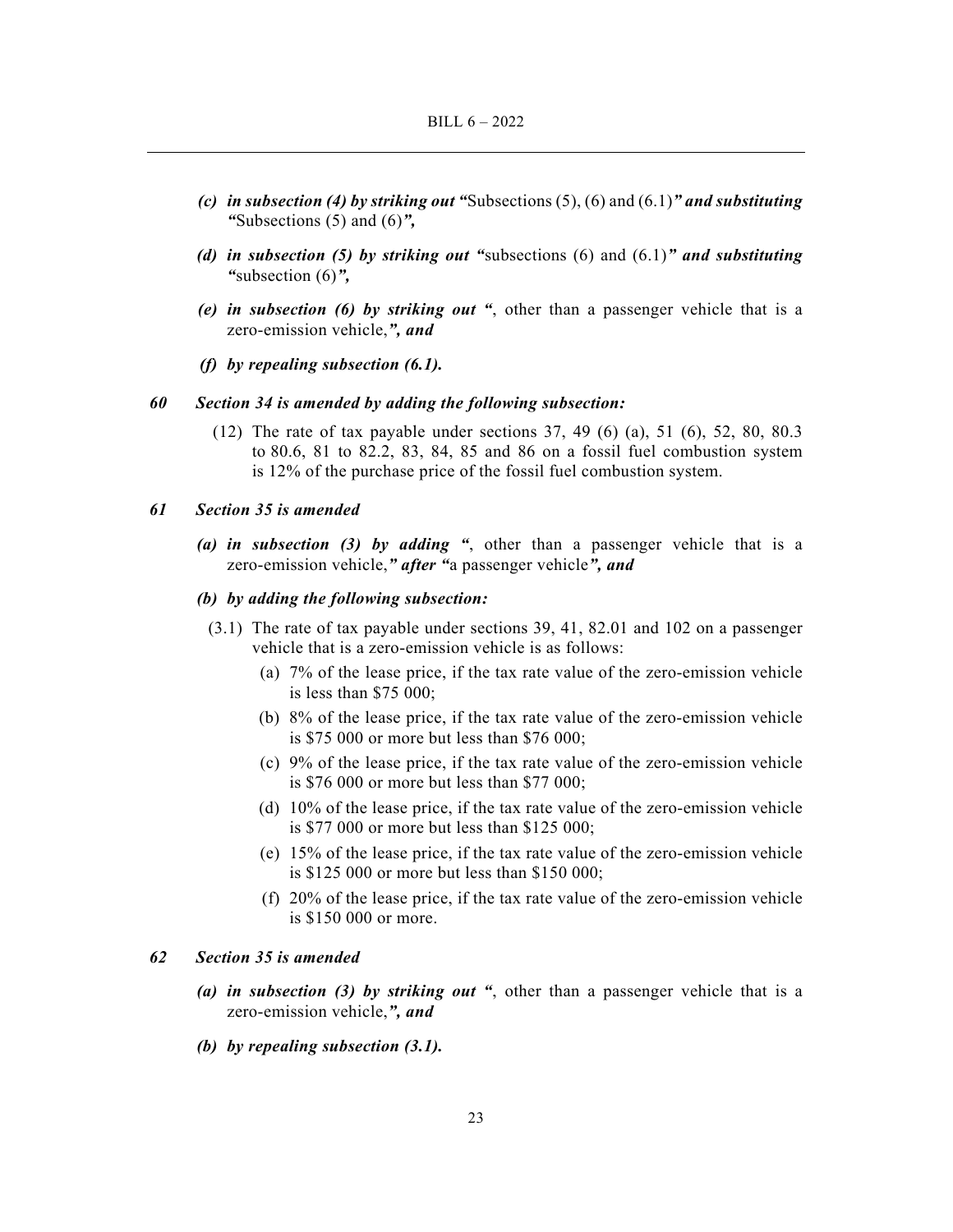*(c) in subsection (4) by striking out "*Subsections (5), (6) and (6.1)*" and substituting "*Subsections (5) and (6)*",*

*(d) in subsection (5) by striking out "*subsections (6) and (6.1)*" and substituting "*subsection (6)*",*

*(e) in subsection (6) by striking out "*, other than a passenger vehicle that is a zero-emission vehicle,*", and*

*(f) by repealing subsection (6.1).*

***60 Section 34 is amended by adding the following subsection:***

(12) The rate of tax payable under sections 37, 49 (6) (a), 51 (6), 52, 80, 80.3 to 80.6, 81 to 82.2, 83, 84, 85 and 86 on a fossil fuel combustion system is 12% of the purchase price of the fossil fuel combustion system.

***61 Section 35 is amended***

*(a) in subsection (3) by adding "*, other than a passenger vehicle that is a zero-emission vehicle,*" after "*a passenger vehicle*", and*

*(b) by adding the following subsection:*

(3.1) The rate of tax payable under sections 39, 41, 82.01 and 102 on a passenger vehicle that is a zero-emission vehicle is as follows:

(a) 7% of the lease price, if the tax rate value of the zero-emission vehicle is less than $75 000;

(b) 8% of the lease price, if the tax rate value of the zero-emission vehicle is $75 000 or more but less than $76 000;

(c) 9% of the lease price, if the tax rate value of the zero-emission vehicle is $76 000 or more but less than $77 000;

(d) 10% of the lease price, if the tax rate value of the zero-emission vehicle is $77 000 or more but less than $125 000;

(e) 15% of the lease price, if the tax rate value of the zero-emission vehicle is $125 000 or more but less than $150 000;

(f) 20% of the lease price, if the tax rate value of the zero-emission vehicle is $150 000 or more.

***62 Section 35 is amended***

*(a) in subsection (3) by striking out "*, other than a passenger vehicle that is a zero-emission vehicle,*", and*

*(b) by repealing subsection (3.1).*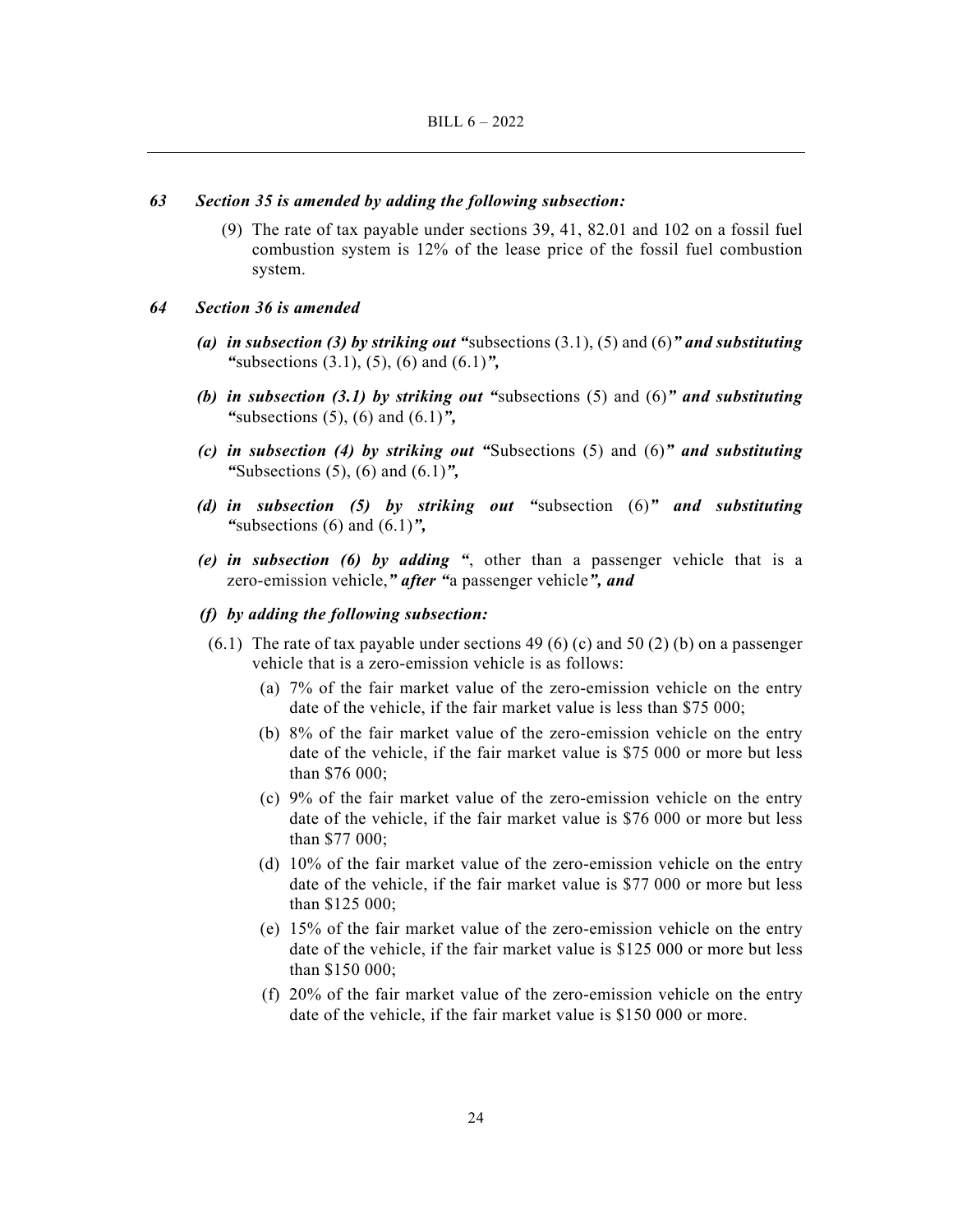***63 Section 35 is amended by adding the following subsection:***

(9) The rate of tax payable under sections 39, 41, 82.01 and 102 on a fossil fuel combustion system is 12% of the lease price of the fossil fuel combustion system.

***64 Section 36 is amended***

***(a) in subsection (3) by striking out "***subsections (3.1), (5) and (6)***" and substituting "***subsections (3.1), (5), (6) and (6.1)***",***

***(b) in subsection (3.1) by striking out "***subsections (5) and (6)***" and substituting "***subsections (5), (6) and (6.1)***",***

***(c) in subsection (4) by striking out "***Subsections (5) and (6)***" and substituting "***Subsections (5), (6) and (6.1)***",***

***(d) in subsection (5) by striking out "***subsection (6)***" and substituting "***subsections (6) and (6.1)***",***

***(e) in subsection (6) by adding "***, other than a passenger vehicle that is a zero-emission vehicle,***" after "***a passenger vehicle***", and***

***(f) by adding the following subsection:***

(6.1) The rate of tax payable under sections 49 (6) (c) and 50 (2) (b) on a passenger vehicle that is a zero-emission vehicle is as follows:

(a) 7% of the fair market value of the zero-emission vehicle on the entry date of the vehicle, if the fair market value is less than $75 000;

(b) 8% of the fair market value of the zero-emission vehicle on the entry date of the vehicle, if the fair market value is $75 000 or more but less than $76 000;

(c) 9% of the fair market value of the zero-emission vehicle on the entry date of the vehicle, if the fair market value is $76 000 or more but less than $77 000;

(d) 10% of the fair market value of the zero-emission vehicle on the entry date of the vehicle, if the fair market value is $77 000 or more but less than $125 000;

(e) 15% of the fair market value of the zero-emission vehicle on the entry date of the vehicle, if the fair market value is $125 000 or more but less than $150 000;

(f) 20% of the fair market value of the zero-emission vehicle on the entry date of the vehicle, if the fair market value is $150 000 or more.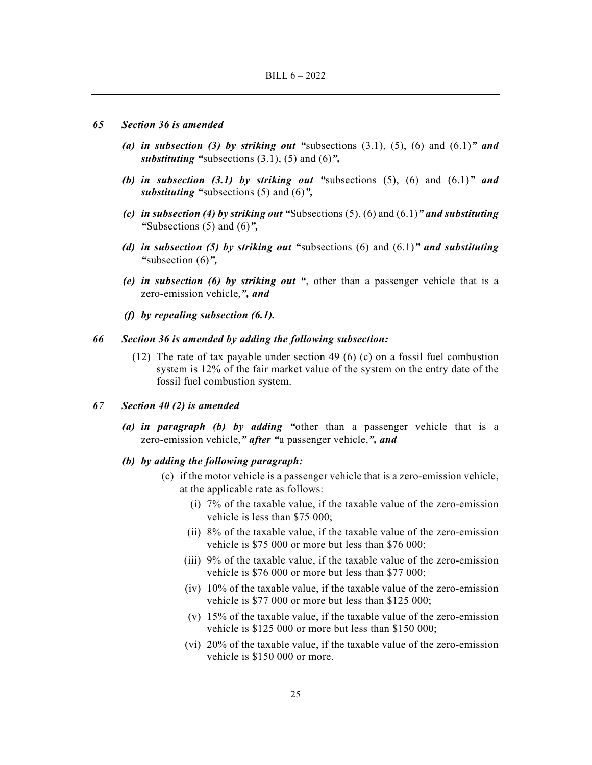***65 Section 36 is amended***

*(a)* ***in subsection (3) by striking out "***subsections (3.1), (5), (6) and (6.1)***" and substituting "***subsections (3.1), (5) and (6)***",***

*(b)* ***in subsection (3.1) by striking out "***subsections (5), (6) and (6.1)***" and substituting "***subsections (5) and (6)***",***

*(c)* ***in subsection (4) by striking out "***Subsections (5), (6) and (6.1)***" and substituting "***Subsections (5) and (6)***",***

*(d)* ***in subsection (5) by striking out "***subsections (6) and (6.1)***" and substituting "***subsection (6)***",***

*(e)* ***in subsection (6) by striking out "***, other than a passenger vehicle that is a zero-emission vehicle,***", and***

*(f)* ***by repealing subsection (6.1).***

***66 Section 36 is amended by adding the following subsection:***

(12) The rate of tax payable under section 49 (6) (c) on a fossil fuel combustion system is 12% of the fair market value of the system on the entry date of the fossil fuel combustion system.

***67 Section 40 (2) is amended***

*(a)* ***in paragraph (b) by adding "***other than a passenger vehicle that is a zero-emission vehicle,***" after "***a passenger vehicle,***", and***

*(b)* ***by adding the following paragraph:***

(c) if the motor vehicle is a passenger vehicle that is a zero-emission vehicle, at the applicable rate as follows:

(i) 7% of the taxable value, if the taxable value of the zero-emission vehicle is less than $75 000;

(ii) 8% of the taxable value, if the taxable value of the zero-emission vehicle is $75 000 or more but less than $76 000;

(iii) 9% of the taxable value, if the taxable value of the zero-emission vehicle is $76 000 or more but less than $77 000;

(iv) 10% of the taxable value, if the taxable value of the zero-emission vehicle is $77 000 or more but less than $125 000;

(v) 15% of the taxable value, if the taxable value of the zero-emission vehicle is $125 000 or more but less than $150 000;

(vi) 20% of the taxable value, if the taxable value of the zero-emission vehicle is $150 000 or more.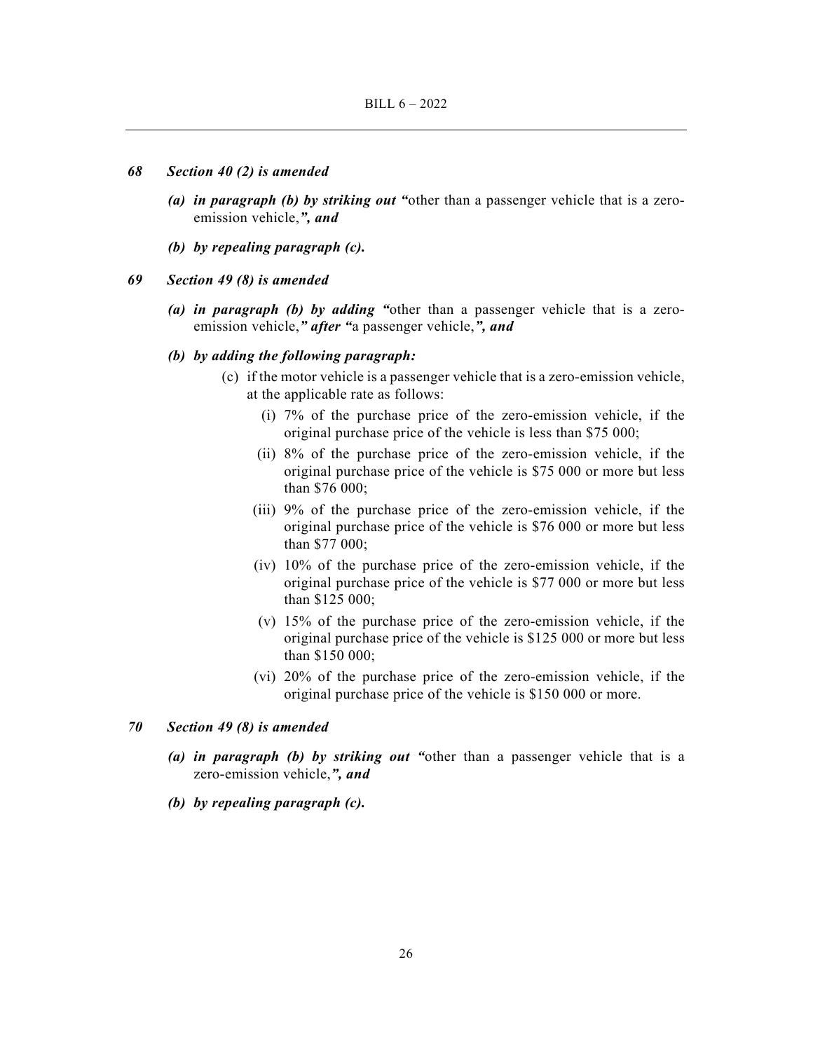***68 Section 40 (2) is amended***

- ***(a) in paragraph (b) by striking out "**other than a passenger vehicle that is a zero-emission vehicle,**", and***
- ***(b) by repealing paragraph (c).***

***69 Section 49 (8) is amended***

- ***(a) in paragraph (b) by adding "**other than a passenger vehicle that is a zero-emission vehicle,**" after "**a passenger vehicle,**", and***
- ***(b) by adding the following paragraph:***

  (c) if the motor vehicle is a passenger vehicle that is a zero-emission vehicle, at the applicable rate as follows:

  - (i) 7% of the purchase price of the zero-emission vehicle, if the original purchase price of the vehicle is less than $75 000;
  - (ii) 8% of the purchase price of the zero-emission vehicle, if the original purchase price of the vehicle is $75 000 or more but less than $76 000;
  - (iii) 9% of the purchase price of the zero-emission vehicle, if the original purchase price of the vehicle is $76 000 or more but less than $77 000;
  - (iv) 10% of the purchase price of the zero-emission vehicle, if the original purchase price of the vehicle is $77 000 or more but less than $125 000;
  - (v) 15% of the purchase price of the zero-emission vehicle, if the original purchase price of the vehicle is $125 000 or more but less than $150 000;
  - (vi) 20% of the purchase price of the zero-emission vehicle, if the original purchase price of the vehicle is $150 000 or more.

***70 Section 49 (8) is amended***

- ***(a) in paragraph (b) by striking out "**other than a passenger vehicle that is a zero-emission vehicle,**", and***
- ***(b) by repealing paragraph (c).***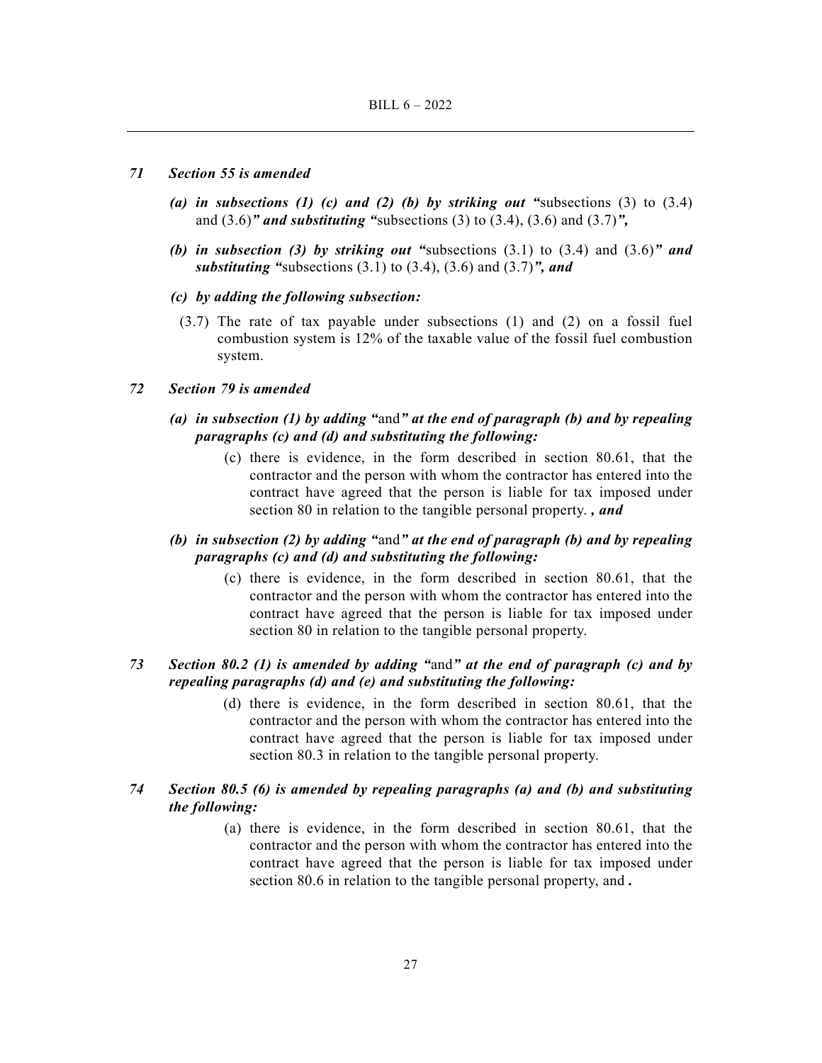***71 Section 55 is amended***

***(a) in subsections (1) (c) and (2) (b) by striking out "***subsections (3) to (3.4) and (3.6)***" and substituting "***subsections (3) to (3.4), (3.6) and (3.7)***",***

***(b) in subsection (3) by striking out "***subsections (3.1) to (3.4) and (3.6)***" and substituting "***subsections (3.1) to (3.4), (3.6) and (3.7)***", and***

***(c) by adding the following subsection:***

(3.7) The rate of tax payable under subsections (1) and (2) on a fossil fuel combustion system is 12% of the taxable value of the fossil fuel combustion system.

***72 Section 79 is amended***

***(a) in subsection (1) by adding "***and***" at the end of paragraph (b) and by repealing paragraphs (c) and (d) and substituting the following:***

(c) there is evidence, in the form described in section 80.61, that the contractor and the person with whom the contractor has entered into the contract have agreed that the person is liable for tax imposed under section 80 in relation to the tangible personal property. ***, and***

***(b) in subsection (2) by adding "***and***" at the end of paragraph (b) and by repealing paragraphs (c) and (d) and substituting the following:***

(c) there is evidence, in the form described in section 80.61, that the contractor and the person with whom the contractor has entered into the contract have agreed that the person is liable for tax imposed under section 80 in relation to the tangible personal property.

***73 Section 80.2 (1) is amended by adding "***and***" at the end of paragraph (c) and by repealing paragraphs (d) and (e) and substituting the following:***

(d) there is evidence, in the form described in section 80.61, that the contractor and the person with whom the contractor has entered into the contract have agreed that the person is liable for tax imposed under section 80.3 in relation to the tangible personal property.

***74 Section 80.5 (6) is amended by repealing paragraphs (a) and (b) and substituting the following:***

(a) there is evidence, in the form described in section 80.61, that the contractor and the person with whom the contractor has entered into the contract have agreed that the person is liable for tax imposed under section 80.6 in relation to the tangible personal property, and **.**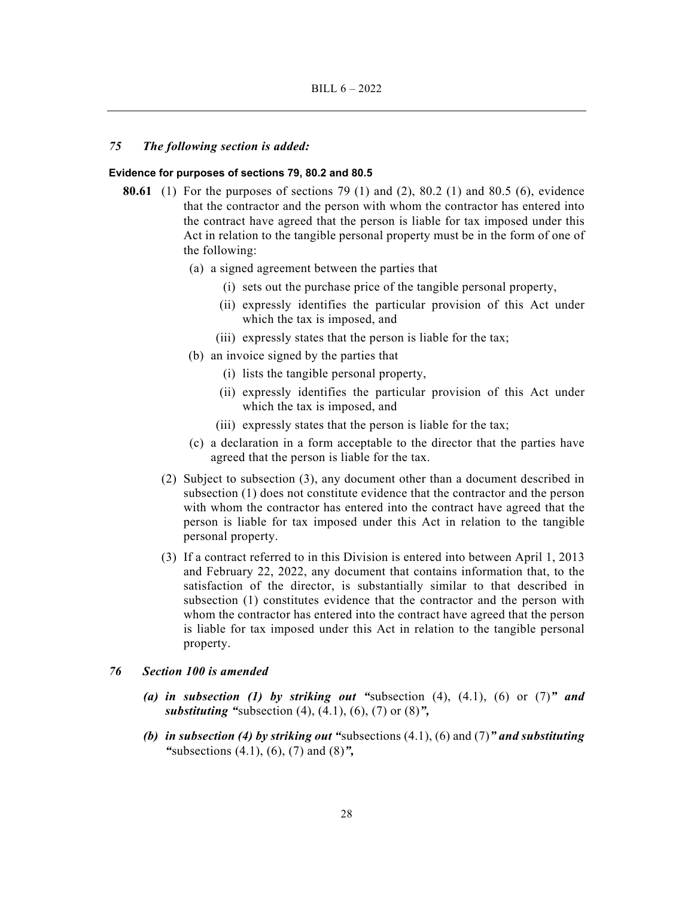*75 The following section is added:*

**Evidence for purposes of sections 79, 80.2 and 80.5**

**80.61** (1) For the purposes of sections 79 (1) and (2), 80.2 (1) and 80.5 (6), evidence that the contractor and the person with whom the contractor has entered into the contract have agreed that the person is liable for tax imposed under this Act in relation to the tangible personal property must be in the form of one of the following:

(a) a signed agreement between the parties that

(i) sets out the purchase price of the tangible personal property,

(ii) expressly identifies the particular provision of this Act under which the tax is imposed, and

(iii) expressly states that the person is liable for the tax;

(b) an invoice signed by the parties that

(i) lists the tangible personal property,

(ii) expressly identifies the particular provision of this Act under which the tax is imposed, and

(iii) expressly states that the person is liable for the tax;

(c) a declaration in a form acceptable to the director that the parties have agreed that the person is liable for the tax.

(2) Subject to subsection (3), any document other than a document described in subsection (1) does not constitute evidence that the contractor and the person with whom the contractor has entered into the contract have agreed that the person is liable for tax imposed under this Act in relation to the tangible personal property.

(3) If a contract referred to in this Division is entered into between April 1, 2013 and February 22, 2022, any document that contains information that, to the satisfaction of the director, is substantially similar to that described in subsection (1) constitutes evidence that the contractor and the person with whom the contractor has entered into the contract have agreed that the person is liable for tax imposed under this Act in relation to the tangible personal property.

*76 Section 100 is amended*

***(a) in subsection (1) by striking out "***subsection (4), (4.1), (6) or (7)***" and substituting "***subsection (4), (4.1), (6), (7) or (8)***",***

***(b) in subsection (4) by striking out "***subsections (4.1), (6) and (7)***" and substituting "***subsections (4.1), (6), (7) and (8)***",***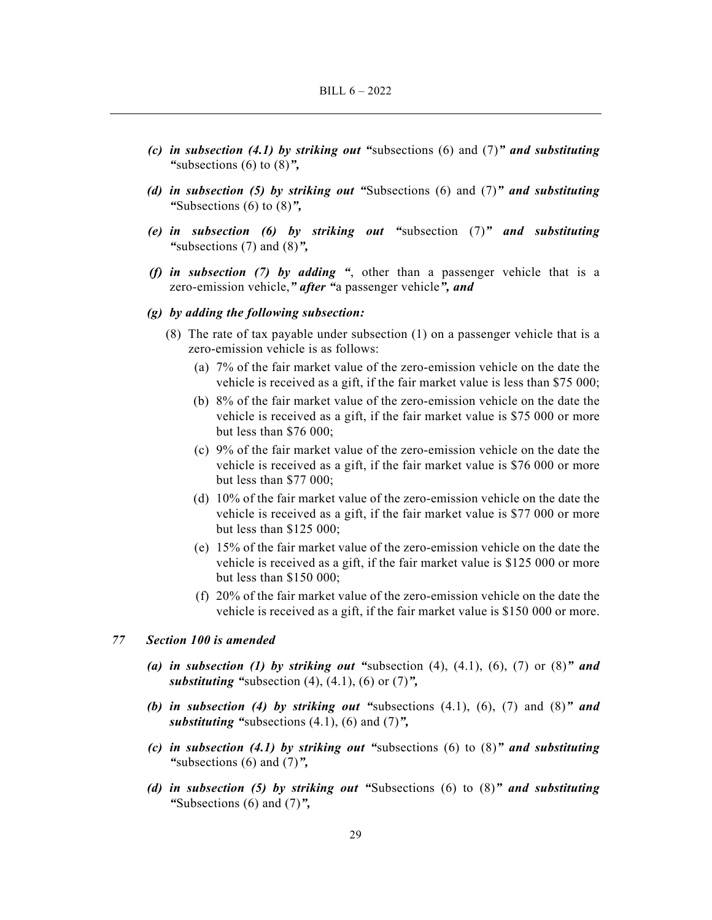*(c) in subsection (4.1) by striking out "*subsections (6) and (7)*" and substituting "*subsections (6) to (8)*",*

*(d) in subsection (5) by striking out "*Subsections (6) and (7)*" and substituting "*Subsections (6) to (8)*",*

*(e) in subsection (6) by striking out "*subsection (7)*" and substituting "*subsections (7) and (8)*",*

*(f) in subsection (7) by adding "*, other than a passenger vehicle that is a zero-emission vehicle,*" after "*a passenger vehicle*", and*

***(g) by adding the following subsection:***

(8) The rate of tax payable under subsection (1) on a passenger vehicle that is a zero-emission vehicle is as follows:

(a) 7% of the fair market value of the zero-emission vehicle on the date the vehicle is received as a gift, if the fair market value is less than $75 000;

(b) 8% of the fair market value of the zero-emission vehicle on the date the vehicle is received as a gift, if the fair market value is $75 000 or more but less than $76 000;

(c) 9% of the fair market value of the zero-emission vehicle on the date the vehicle is received as a gift, if the fair market value is $76 000 or more but less than $77 000;

(d) 10% of the fair market value of the zero-emission vehicle on the date the vehicle is received as a gift, if the fair market value is $77 000 or more but less than $125 000;

(e) 15% of the fair market value of the zero-emission vehicle on the date the vehicle is received as a gift, if the fair market value is $125 000 or more but less than $150 000;

(f) 20% of the fair market value of the zero-emission vehicle on the date the vehicle is received as a gift, if the fair market value is $150 000 or more.

***77 Section 100 is amended***

*(a) in subsection (1) by striking out "*subsection (4), (4.1), (6), (7) or (8)*" and substituting "*subsection (4), (4.1), (6) or (7)*",*

*(b) in subsection (4) by striking out "*subsections (4.1), (6), (7) and (8)*" and substituting "*subsections (4.1), (6) and (7)*",*

*(c) in subsection (4.1) by striking out "*subsections (6) to (8)*" and substituting "*subsections (6) and (7)*",*

*(d) in subsection (5) by striking out "*Subsections (6) to (8)*" and substituting "*Subsections (6) and (7)*",*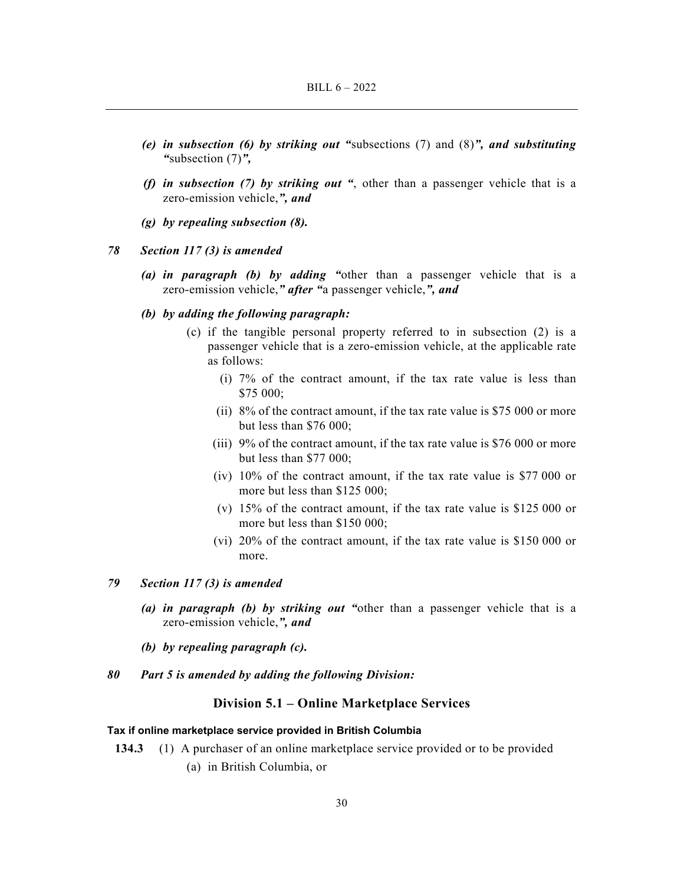*(e) in subsection (6) by striking out "*subsections (7) and (8)*", and substituting "*subsection (7)*",*

*(f) in subsection (7) by striking out "*, other than a passenger vehicle that is a zero-emission vehicle,*", and*

*(g) by repealing subsection (8).*

***78 Section 117 (3) is amended***

*(a) in paragraph (b) by adding "*other than a passenger vehicle that is a zero-emission vehicle,*" after "*a passenger vehicle,*", and*

*(b) by adding the following paragraph:*

(c) if the tangible personal property referred to in subsection (2) is a passenger vehicle that is a zero-emission vehicle, at the applicable rate as follows:

(i) 7% of the contract amount, if the tax rate value is less than \$75 000;

(ii) 8% of the contract amount, if the tax rate value is \$75 000 or more but less than \$76 000;

(iii) 9% of the contract amount, if the tax rate value is \$76 000 or more but less than \$77 000;

(iv) 10% of the contract amount, if the tax rate value is \$77 000 or more but less than \$125 000;

(v) 15% of the contract amount, if the tax rate value is \$125 000 or more but less than \$150 000;

(vi) 20% of the contract amount, if the tax rate value is \$150 000 or more.

***79 Section 117 (3) is amended***

*(a) in paragraph (b) by striking out "*other than a passenger vehicle that is a zero-emission vehicle,*", and*

*(b) by repealing paragraph (c).*

***80 Part 5 is amended by adding the following Division:***

## Division 5.1 – Online Marketplace Services

**Tax if online marketplace service provided in British Columbia**

**134.3** (1) A purchaser of an online marketplace service provided or to be provided

(a) in British Columbia, or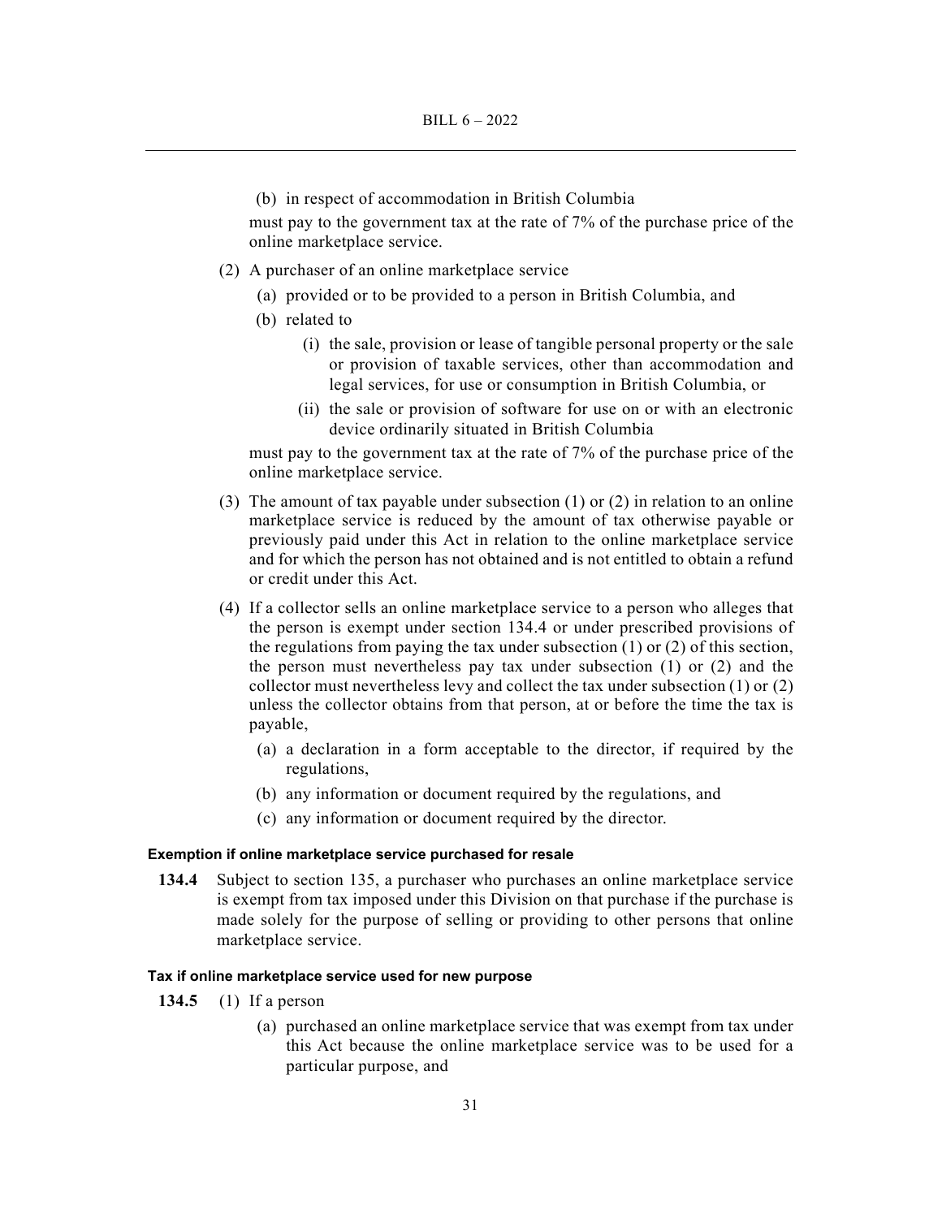(b) in respect of accommodation in British Columbia

must pay to the government tax at the rate of 7% of the purchase price of the online marketplace service.

(2) A purchaser of an online marketplace service

(a) provided or to be provided to a person in British Columbia, and

(b) related to

(i) the sale, provision or lease of tangible personal property or the sale or provision of taxable services, other than accommodation and legal services, for use or consumption in British Columbia, or

(ii) the sale or provision of software for use on or with an electronic device ordinarily situated in British Columbia

must pay to the government tax at the rate of 7% of the purchase price of the online marketplace service.

(3) The amount of tax payable under subsection (1) or (2) in relation to an online marketplace service is reduced by the amount of tax otherwise payable or previously paid under this Act in relation to the online marketplace service and for which the person has not obtained and is not entitled to obtain a refund or credit under this Act.

(4) If a collector sells an online marketplace service to a person who alleges that the person is exempt under section 134.4 or under prescribed provisions of the regulations from paying the tax under subsection (1) or (2) of this section, the person must nevertheless pay tax under subsection (1) or (2) and the collector must nevertheless levy and collect the tax under subsection (1) or (2) unless the collector obtains from that person, at or before the time the tax is payable,

(a) a declaration in a form acceptable to the director, if required by the regulations,

(b) any information or document required by the regulations, and

(c) any information or document required by the director.

**Exemption if online marketplace service purchased for resale**

**134.4** Subject to section 135, a purchaser who purchases an online marketplace service is exempt from tax imposed under this Division on that purchase if the purchase is made solely for the purpose of selling or providing to other persons that online marketplace service.

**Tax if online marketplace service used for new purpose**

**134.5** (1) If a person

(a) purchased an online marketplace service that was exempt from tax under this Act because the online marketplace service was to be used for a particular purpose, and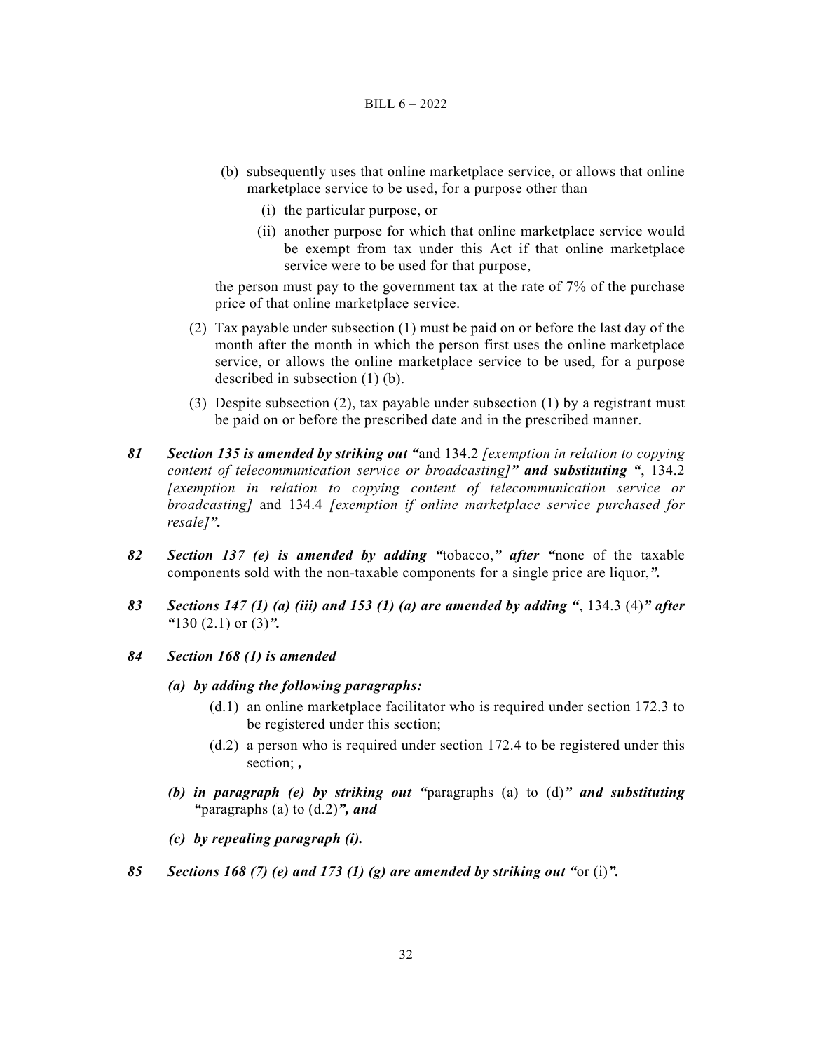(b) subsequently uses that online marketplace service, or allows that online marketplace service to be used, for a purpose other than

  (i) the particular purpose, or

  (ii) another purpose for which that online marketplace service would be exempt from tax under this Act if that online marketplace service were to be used for that purpose,

the person must pay to the government tax at the rate of 7% of the purchase price of that online marketplace service.

(2) Tax payable under subsection (1) must be paid on or before the last day of the month after the month in which the person first uses the online marketplace service, or allows the online marketplace service to be used, for a purpose described in subsection (1) (b).

(3) Despite subsection (2), tax payable under subsection (1) by a registrant must be paid on or before the prescribed date and in the prescribed manner.

***81*** ***Section 135 is amended by striking out "***and 134.2 *[exemption in relation to copying content of telecommunication service or broadcasting]**"** **and substituting "***, 134.2 *[exemption in relation to copying content of telecommunication service or broadcasting]* and 134.4 *[exemption if online marketplace service purchased for resale]**".***

***82*** ***Section 137 (e) is amended by adding "***tobacco,***" after "***none of the taxable components sold with the non-taxable components for a single price are liquor,***".***

***83*** ***Sections 147 (1) (a) (iii) and 153 (1) (a) are amended by adding "***, 134.3 (4)***" after "***130 (2.1) or (3)***".***

***84*** ***Section 168 (1) is amended***

***(a) by adding the following paragraphs:***

(d.1) an online marketplace facilitator who is required under section 172.3 to be registered under this section;

(d.2) a person who is required under section 172.4 to be registered under this section; ***,***

***(b) in paragraph (e) by striking out "***paragraphs (a) to (d)***" and substituting "***paragraphs (a) to (d.2)***", and***

***(c) by repealing paragraph (i).***

***85*** ***Sections 168 (7) (e) and 173 (1) (g) are amended by striking out "***or (i)***".***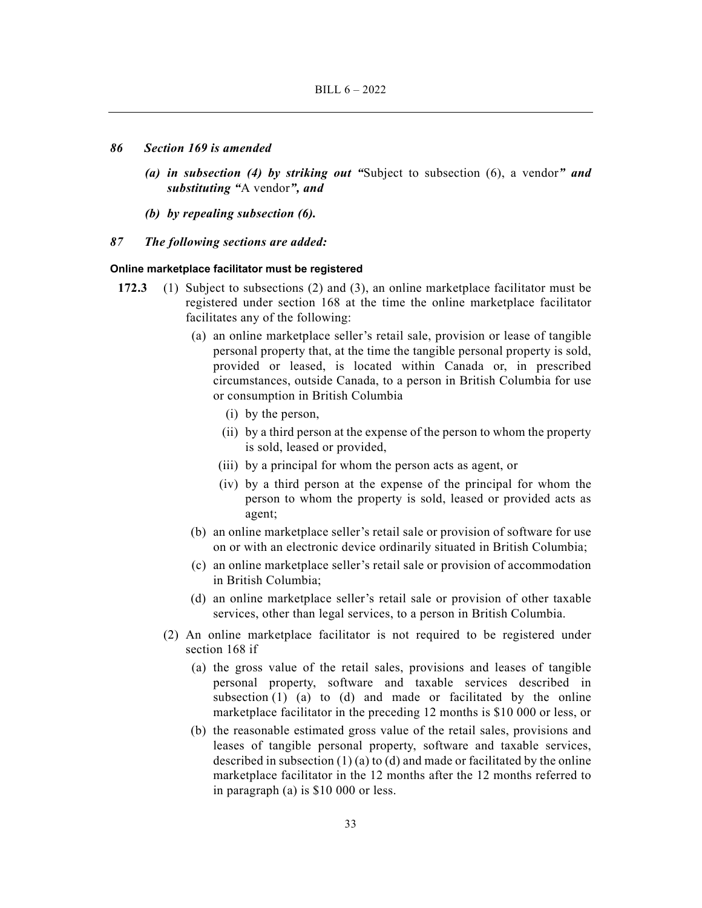*86 Section 169 is amended*

*(a) in subsection (4) by striking out "*Subject to subsection (6), a vendor*" and substituting "*A vendor*", and*

*(b) by repealing subsection (6).*

*87 The following sections are added:*

**Online marketplace facilitator must be registered**

**172.3** (1) Subject to subsections (2) and (3), an online marketplace facilitator must be registered under section 168 at the time the online marketplace facilitator facilitates any of the following:

(a) an online marketplace seller's retail sale, provision or lease of tangible personal property that, at the time the tangible personal property is sold, provided or leased, is located within Canada or, in prescribed circumstances, outside Canada, to a person in British Columbia for use or consumption in British Columbia

(i) by the person,

(ii) by a third person at the expense of the person to whom the property is sold, leased or provided,

(iii) by a principal for whom the person acts as agent, or

(iv) by a third person at the expense of the principal for whom the person to whom the property is sold, leased or provided acts as agent;

(b) an online marketplace seller's retail sale or provision of software for use on or with an electronic device ordinarily situated in British Columbia;

(c) an online marketplace seller's retail sale or provision of accommodation in British Columbia;

(d) an online marketplace seller's retail sale or provision of other taxable services, other than legal services, to a person in British Columbia.

(2) An online marketplace facilitator is not required to be registered under section 168 if

(a) the gross value of the retail sales, provisions and leases of tangible personal property, software and taxable services described in subsection (1) (a) to (d) and made or facilitated by the online marketplace facilitator in the preceding 12 months is $10 000 or less, or

(b) the reasonable estimated gross value of the retail sales, provisions and leases of tangible personal property, software and taxable services, described in subsection (1) (a) to (d) and made or facilitated by the online marketplace facilitator in the 12 months after the 12 months referred to in paragraph (a) is $10 000 or less.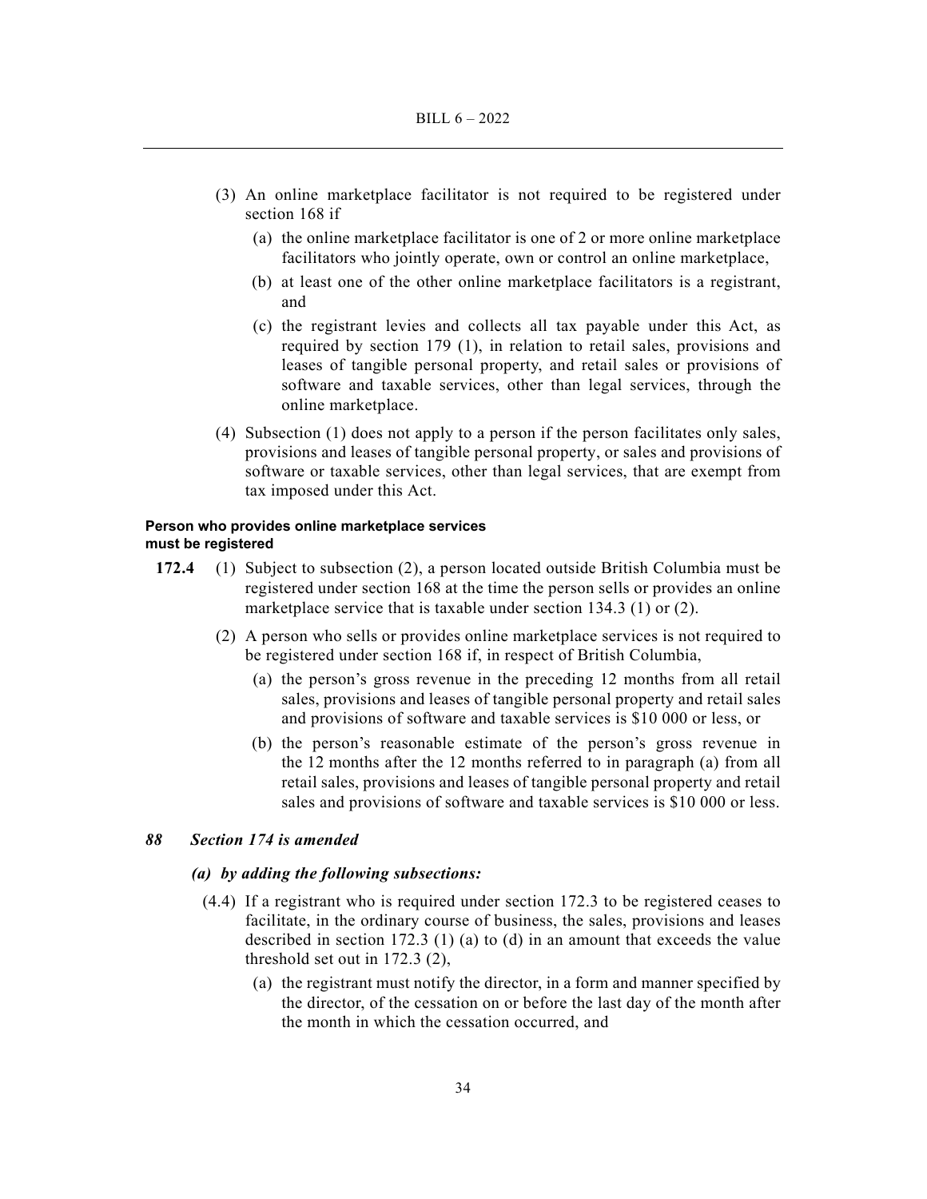(3) An online marketplace facilitator is not required to be registered under section 168 if

(a) the online marketplace facilitator is one of 2 or more online marketplace facilitators who jointly operate, own or control an online marketplace,

(b) at least one of the other online marketplace facilitators is a registrant, and

(c) the registrant levies and collects all tax payable under this Act, as required by section 179 (1), in relation to retail sales, provisions and leases of tangible personal property, and retail sales or provisions of software and taxable services, other than legal services, through the online marketplace.

(4) Subsection (1) does not apply to a person if the person facilitates only sales, provisions and leases of tangible personal property, or sales and provisions of software or taxable services, other than legal services, that are exempt from tax imposed under this Act.

**Person who provides online marketplace services must be registered**

**172.4** (1) Subject to subsection (2), a person located outside British Columbia must be registered under section 168 at the time the person sells or provides an online marketplace service that is taxable under section 134.3 (1) or (2).

(2) A person who sells or provides online marketplace services is not required to be registered under section 168 if, in respect of British Columbia,

(a) the person's gross revenue in the preceding 12 months from all retail sales, provisions and leases of tangible personal property and retail sales and provisions of software and taxable services is $10 000 or less, or

(b) the person's reasonable estimate of the person's gross revenue in the 12 months after the 12 months referred to in paragraph (a) from all retail sales, provisions and leases of tangible personal property and retail sales and provisions of software and taxable services is $10 000 or less.

***88 Section 174 is amended***

***(a) by adding the following subsections:***

(4.4) If a registrant who is required under section 172.3 to be registered ceases to facilitate, in the ordinary course of business, the sales, provisions and leases described in section 172.3 (1) (a) to (d) in an amount that exceeds the value threshold set out in 172.3 (2),

(a) the registrant must notify the director, in a form and manner specified by the director, of the cessation on or before the last day of the month after the month in which the cessation occurred, and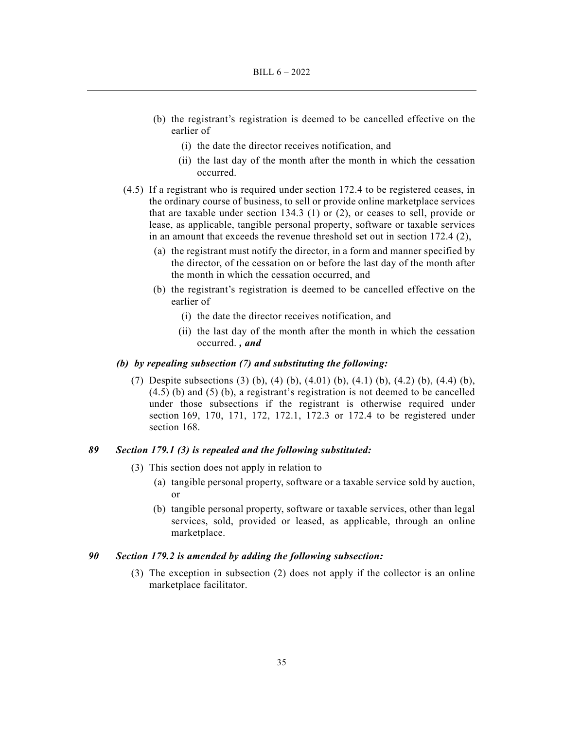(b) the registrant's registration is deemed to be cancelled effective on the earlier of

(i) the date the director receives notification, and

(ii) the last day of the month after the month in which the cessation occurred.

(4.5) If a registrant who is required under section 172.4 to be registered ceases, in the ordinary course of business, to sell or provide online marketplace services that are taxable under section 134.3 (1) or (2), or ceases to sell, provide or lease, as applicable, tangible personal property, software or taxable services in an amount that exceeds the revenue threshold set out in section 172.4 (2),

(a) the registrant must notify the director, in a form and manner specified by the director, of the cessation on or before the last day of the month after the month in which the cessation occurred, and

(b) the registrant's registration is deemed to be cancelled effective on the earlier of

(i) the date the director receives notification, and

(ii) the last day of the month after the month in which the cessation occurred. ***, and***

***(b) by repealing subsection (7) and substituting the following:***

(7) Despite subsections (3) (b), (4) (b), (4.01) (b), (4.1) (b), (4.2) (b), (4.4) (b), (4.5) (b) and (5) (b), a registrant's registration is not deemed to be cancelled under those subsections if the registrant is otherwise required under section 169, 170, 171, 172, 172.1, 172.3 or 172.4 to be registered under section 168.

***89 Section 179.1 (3) is repealed and the following substituted:***

(3) This section does not apply in relation to

(a) tangible personal property, software or a taxable service sold by auction, or

(b) tangible personal property, software or taxable services, other than legal services, sold, provided or leased, as applicable, through an online marketplace.

***90 Section 179.2 is amended by adding the following subsection:***

(3) The exception in subsection (2) does not apply if the collector is an online marketplace facilitator.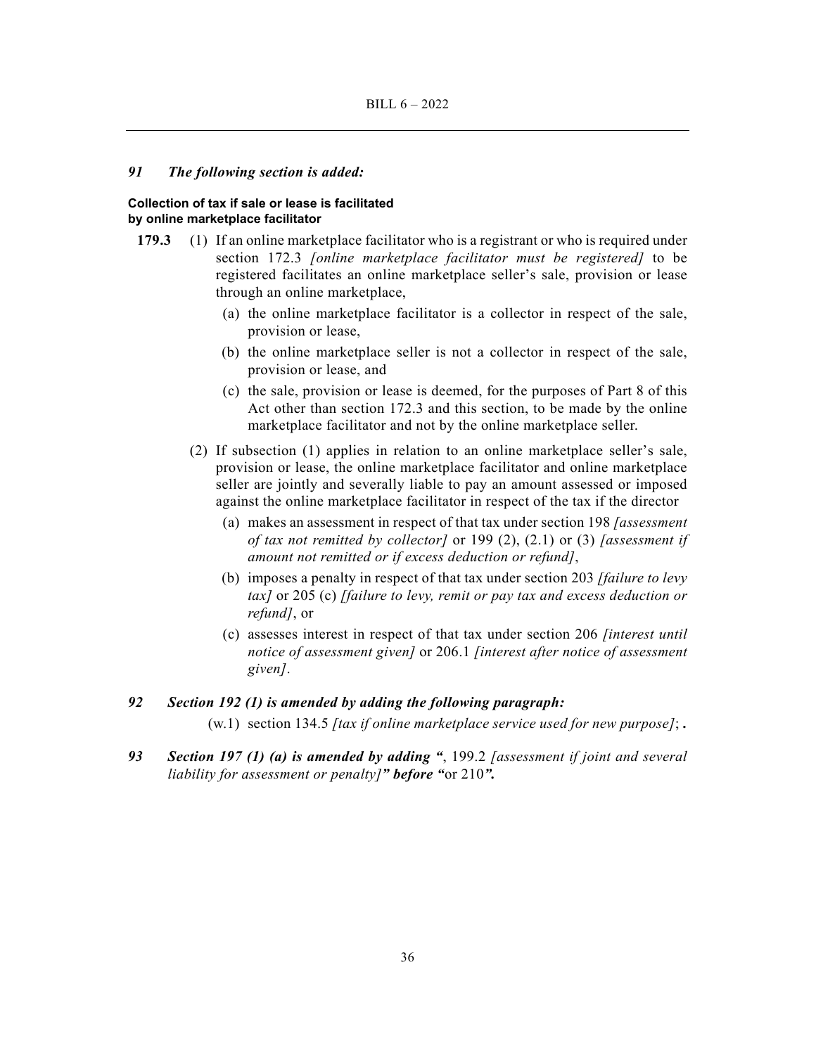*91 The following section is added:*

**Collection of tax if sale or lease is facilitated by online marketplace facilitator**

**179.3** (1) If an online marketplace facilitator who is a registrant or who is required under section 172.3 *[online marketplace facilitator must be registered]* to be registered facilitates an online marketplace seller's sale, provision or lease through an online marketplace,

(a) the online marketplace facilitator is a collector in respect of the sale, provision or lease,

(b) the online marketplace seller is not a collector in respect of the sale, provision or lease, and

(c) the sale, provision or lease is deemed, for the purposes of Part 8 of this Act other than section 172.3 and this section, to be made by the online marketplace facilitator and not by the online marketplace seller.

(2) If subsection (1) applies in relation to an online marketplace seller's sale, provision or lease, the online marketplace facilitator and online marketplace seller are jointly and severally liable to pay an amount assessed or imposed against the online marketplace facilitator in respect of the tax if the director

(a) makes an assessment in respect of that tax under section 198 *[assessment of tax not remitted by collector]* or 199 (2), (2.1) or (3) *[assessment if amount not remitted or if excess deduction or refund]*,

(b) imposes a penalty in respect of that tax under section 203 *[failure to levy tax]* or 205 (c) *[failure to levy, remit or pay tax and excess deduction or refund]*, or

(c) assesses interest in respect of that tax under section 206 *[interest until notice of assessment given]* or 206.1 *[interest after notice of assessment given]*.

*92 Section 192 (1) is amended by adding the following paragraph:*

(w.1) section 134.5 *[tax if online marketplace service used for new purpose]*; **.**

*93 Section 197 (1) (a) is amended by adding "*, 199.2 *[assessment if joint and several liability for assessment or penalty]" before "*or 210*".*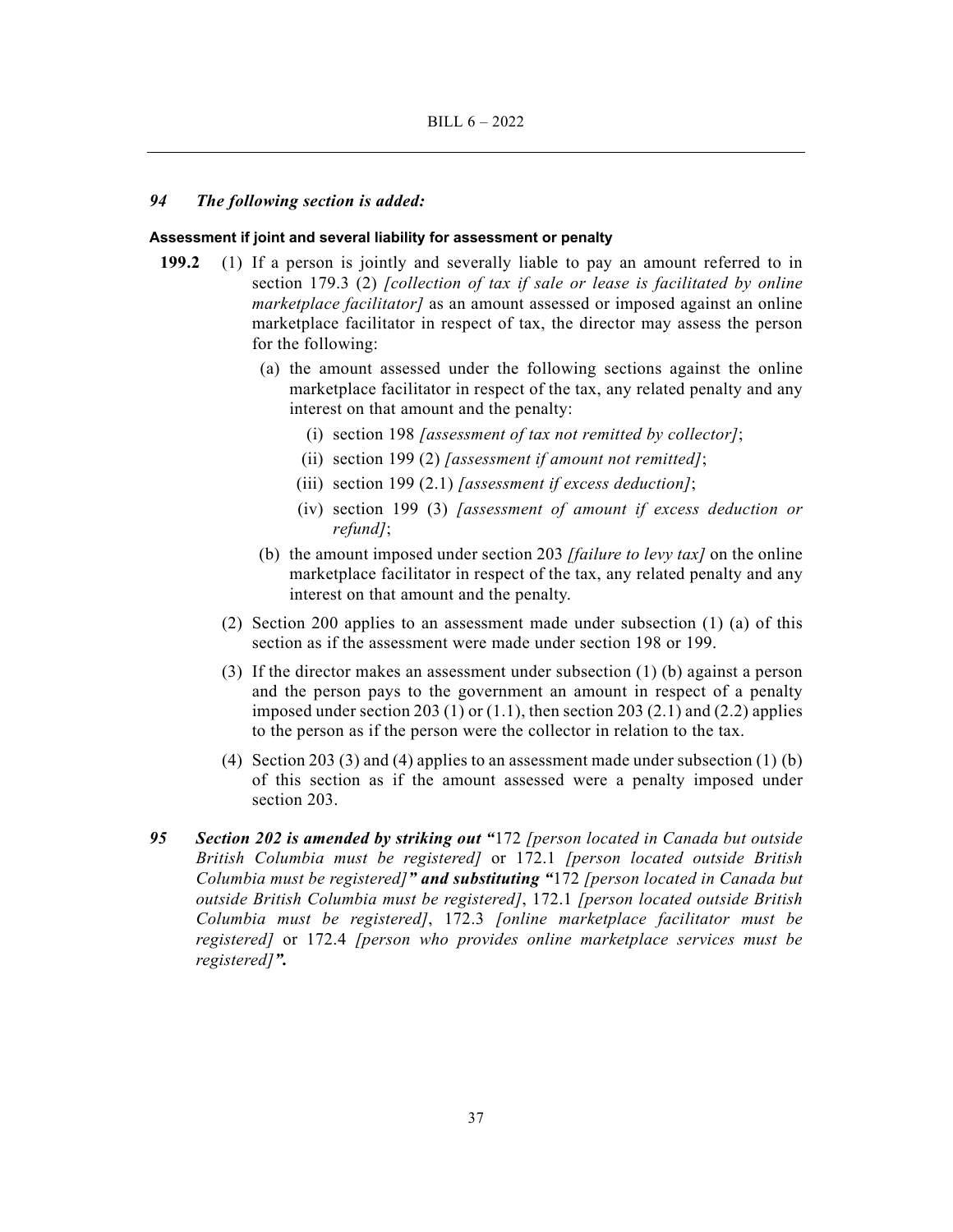*94 The following section is added:*

**Assessment if joint and several liability for assessment or penalty**

**199.2** (1) If a person is jointly and severally liable to pay an amount referred to in section 179.3 (2) *[collection of tax if sale or lease is facilitated by online marketplace facilitator]* as an amount assessed or imposed against an online marketplace facilitator in respect of tax, the director may assess the person for the following:

(a) the amount assessed under the following sections against the online marketplace facilitator in respect of the tax, any related penalty and any interest on that amount and the penalty:

(i) section 198 *[assessment of tax not remitted by collector]*;

(ii) section 199 (2) *[assessment if amount not remitted]*;

(iii) section 199 (2.1) *[assessment if excess deduction]*;

(iv) section 199 (3) *[assessment of amount if excess deduction or refund]*;

(b) the amount imposed under section 203 *[failure to levy tax]* on the online marketplace facilitator in respect of the tax, any related penalty and any interest on that amount and the penalty.

(2) Section 200 applies to an assessment made under subsection (1) (a) of this section as if the assessment were made under section 198 or 199.

(3) If the director makes an assessment under subsection (1) (b) against a person and the person pays to the government an amount in respect of a penalty imposed under section 203 (1) or (1.1), then section 203 (2.1) and (2.2) applies to the person as if the person were the collector in relation to the tax.

(4) Section 203 (3) and (4) applies to an assessment made under subsection (1) (b) of this section as if the amount assessed were a penalty imposed under section 203.

***95 Section 202 is amended by striking out "***172 *[person located in Canada but outside British Columbia must be registered]* or 172.1 *[person located outside British Columbia must be registered]**" and substituting "***172 *[person located in Canada but outside British Columbia must be registered]*, 172.1 *[person located outside British Columbia must be registered]*, 172.3 *[online marketplace facilitator must be registered]* or 172.4 *[person who provides online marketplace services must be registered]**".***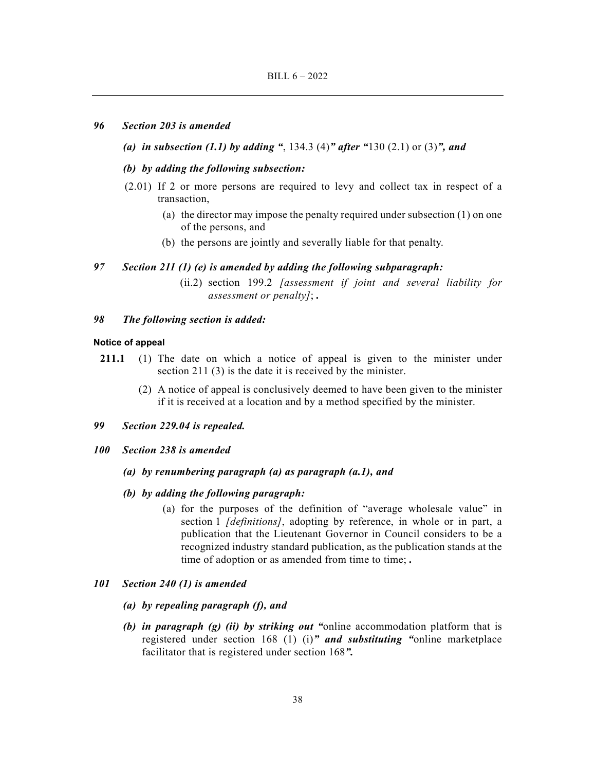***96 Section 203 is amended***

***(a) in subsection (1.1) by adding "**, 134.3 (4)**" after "**130 (2.1) or (3)**", and***

***(b) by adding the following subsection:***

(2.01) If 2 or more persons are required to levy and collect tax in respect of a transaction,

(a) the director may impose the penalty required under subsection (1) on one of the persons, and

(b) the persons are jointly and severally liable for that penalty.

***97 Section 211 (1) (e) is amended by adding the following subparagraph:***

(ii.2) section 199.2 *[assessment if joint and several liability for assessment or penalty]*; **.**

***98 The following section is added:***

**Notice of appeal**

**211.1** (1) The date on which a notice of appeal is given to the minister under section 211 (3) is the date it is received by the minister.

(2) A notice of appeal is conclusively deemed to have been given to the minister if it is received at a location and by a method specified by the minister.

***99 Section 229.04 is repealed.***

***100 Section 238 is amended***

***(a) by renumbering paragraph (a) as paragraph (a.1), and***

***(b) by adding the following paragraph:***

(a) for the purposes of the definition of "average wholesale value" in section 1 *[definitions]*, adopting by reference, in whole or in part, a publication that the Lieutenant Governor in Council considers to be a recognized industry standard publication, as the publication stands at the time of adoption or as amended from time to time; **.**

***101 Section 240 (1) is amended***

***(a) by repealing paragraph (f), and***

***(b) in paragraph (g) (ii) by striking out "**online accommodation platform that is registered under section 168 (1) (i)**" and substituting "**online marketplace facilitator that is registered under section 168**".***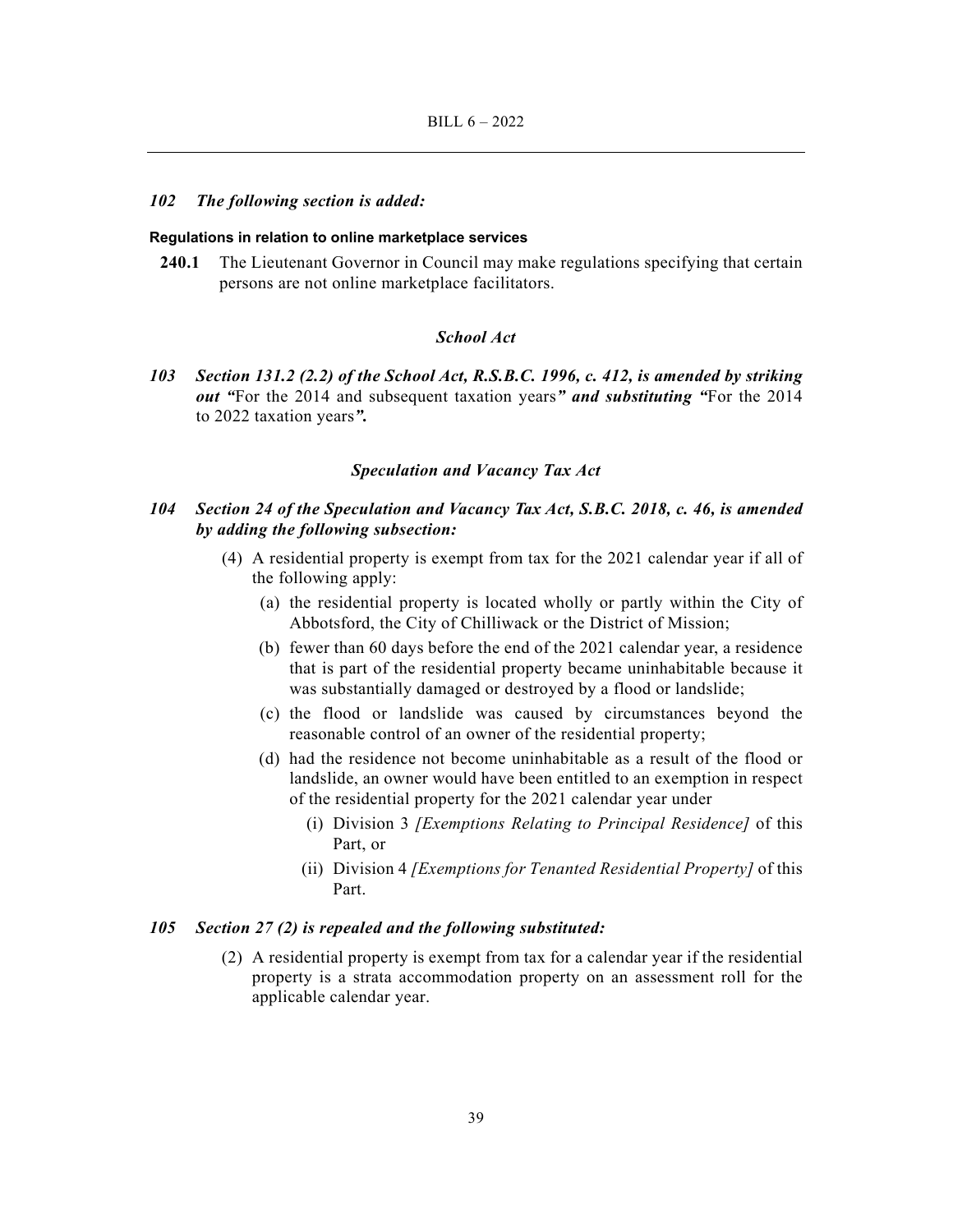***102 The following section is added:***

**Regulations in relation to online marketplace services**

**240.1** The Lieutenant Governor in Council may make regulations specifying that certain persons are not online marketplace facilitators.

### *School Act*

***103 Section 131.2 (2.2) of the School Act, R.S.B.C. 1996, c. 412, is amended by striking out "***For the 2014 and subsequent taxation years***" and substituting "***For the 2014 to 2022 taxation years***".***

### *Speculation and Vacancy Tax Act*

***104 Section 24 of the Speculation and Vacancy Tax Act, S.B.C. 2018, c. 46, is amended by adding the following subsection:***

(4) A residential property is exempt from tax for the 2021 calendar year if all of the following apply:

(a) the residential property is located wholly or partly within the City of Abbotsford, the City of Chilliwack or the District of Mission;

(b) fewer than 60 days before the end of the 2021 calendar year, a residence that is part of the residential property became uninhabitable because it was substantially damaged or destroyed by a flood or landslide;

(c) the flood or landslide was caused by circumstances beyond the reasonable control of an owner of the residential property;

(d) had the residence not become uninhabitable as a result of the flood or landslide, an owner would have been entitled to an exemption in respect of the residential property for the 2021 calendar year under

(i) Division 3 *[Exemptions Relating to Principal Residence]* of this Part, or

(ii) Division 4 *[Exemptions for Tenanted Residential Property]* of this Part.

***105 Section 27 (2) is repealed and the following substituted:***

(2) A residential property is exempt from tax for a calendar year if the residential property is a strata accommodation property on an assessment roll for the applicable calendar year.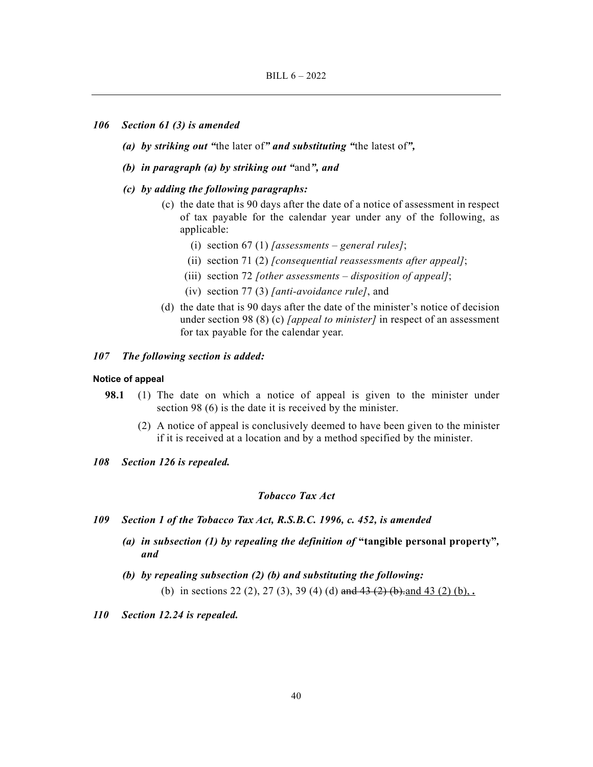***106 Section 61 (3) is amended***

*(a) by striking out "*the later of*" and substituting "*the latest of*",*

*(b) in paragraph (a) by striking out "*and*", and*

*(c) by adding the following paragraphs:*

(c) the date that is 90 days after the date of a notice of assessment in respect of tax payable for the calendar year under any of the following, as applicable:

(i) section 67 (1) *[assessments – general rules]*;

(ii) section 71 (2) *[consequential reassessments after appeal]*;

(iii) section 72 *[other assessments – disposition of appeal]*;

(iv) section 77 (3) *[anti-avoidance rule]*, and

(d) the date that is 90 days after the date of the minister's notice of decision under section 98 (8) (c) *[appeal to minister]* in respect of an assessment for tax payable for the calendar year.

***107 The following section is added:***

**Notice of appeal**

**98.1** (1) The date on which a notice of appeal is given to the minister under section 98 (6) is the date it is received by the minister.

(2) A notice of appeal is conclusively deemed to have been given to the minister if it is received at a location and by a method specified by the minister.

***108 Section 126 is repealed.***

## *Tobacco Tax Act*

***109 Section 1 of the Tobacco Tax Act, R.S.B.C. 1996, c. 452, is amended***

*(a) in subsection (1) by repealing the definition of* **"tangible personal property"***, and*

*(b) by repealing subsection (2) (b) and substituting the following:*

(b) in sections 22 (2), 27 (3), 39 (4) (d) ~~and 43 (2) (b).~~and 43 (2) (b), **.**

***110 Section 12.24 is repealed.***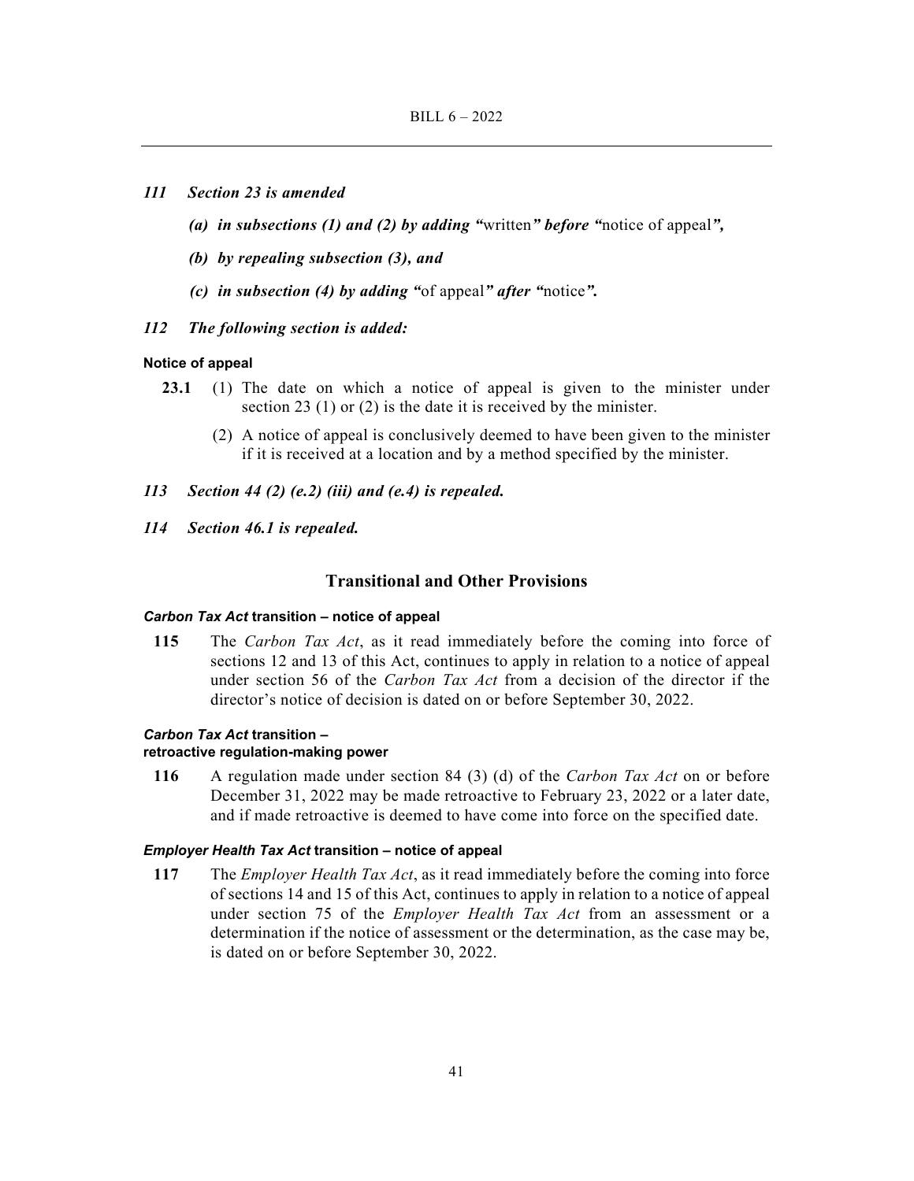*111 Section 23 is amended*

*(a) in subsections (1) and (2) by adding "*written*" before "*notice of appeal*",*

*(b) by repealing subsection (3), and*

*(c) in subsection (4) by adding "*of appeal*" after "*notice*".*

*112 The following section is added:*

**Notice of appeal**

**23.1** (1) The date on which a notice of appeal is given to the minister under section 23 (1) or (2) is the date it is received by the minister.

(2) A notice of appeal is conclusively deemed to have been given to the minister if it is received at a location and by a method specified by the minister.

*113 Section 44 (2) (e.2) (iii) and (e.4) is repealed.*

*114 Section 46.1 is repealed.*

## Transitional and Other Provisions

***Carbon Tax Act* transition – notice of appeal**

**115** The *Carbon Tax Act*, as it read immediately before the coming into force of sections 12 and 13 of this Act, continues to apply in relation to a notice of appeal under section 56 of the *Carbon Tax Act* from a decision of the director if the director's notice of decision is dated on or before September 30, 2022.

***Carbon Tax Act* transition – retroactive regulation-making power**

**116** A regulation made under section 84 (3) (d) of the *Carbon Tax Act* on or before December 31, 2022 may be made retroactive to February 23, 2022 or a later date, and if made retroactive is deemed to have come into force on the specified date.

***Employer Health Tax Act* transition – notice of appeal**

**117** The *Employer Health Tax Act*, as it read immediately before the coming into force of sections 14 and 15 of this Act, continues to apply in relation to a notice of appeal under section 75 of the *Employer Health Tax Act* from an assessment or a determination if the notice of assessment or the determination, as the case may be, is dated on or before September 30, 2022.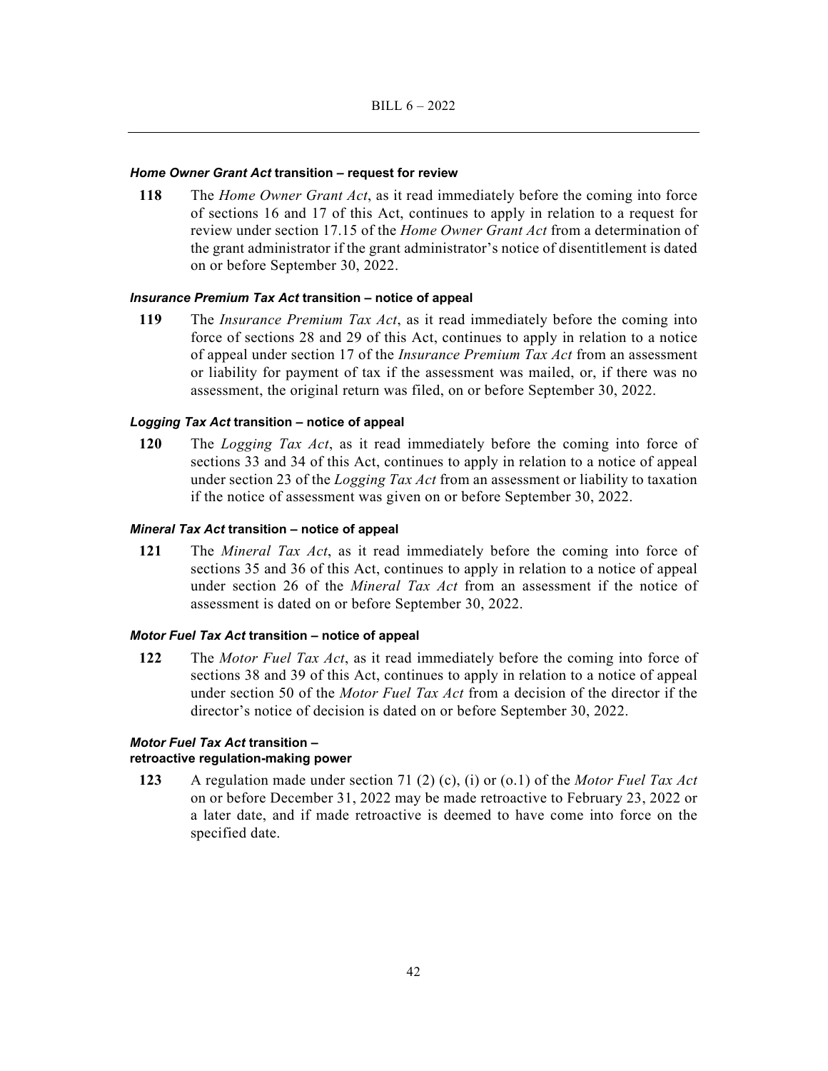***Home Owner Grant Act* transition – request for review**

**118** The *Home Owner Grant Act*, as it read immediately before the coming into force of sections 16 and 17 of this Act, continues to apply in relation to a request for review under section 17.15 of the *Home Owner Grant Act* from a determination of the grant administrator if the grant administrator's notice of disentitlement is dated on or before September 30, 2022.

***Insurance Premium Tax Act* transition – notice of appeal**

**119** The *Insurance Premium Tax Act*, as it read immediately before the coming into force of sections 28 and 29 of this Act, continues to apply in relation to a notice of appeal under section 17 of the *Insurance Premium Tax Act* from an assessment or liability for payment of tax if the assessment was mailed, or, if there was no assessment, the original return was filed, on or before September 30, 2022.

***Logging Tax Act* transition – notice of appeal**

**120** The *Logging Tax Act*, as it read immediately before the coming into force of sections 33 and 34 of this Act, continues to apply in relation to a notice of appeal under section 23 of the *Logging Tax Act* from an assessment or liability to taxation if the notice of assessment was given on or before September 30, 2022.

***Mineral Tax Act* transition – notice of appeal**

**121** The *Mineral Tax Act*, as it read immediately before the coming into force of sections 35 and 36 of this Act, continues to apply in relation to a notice of appeal under section 26 of the *Mineral Tax Act* from an assessment if the notice of assessment is dated on or before September 30, 2022.

***Motor Fuel Tax Act* transition – notice of appeal**

**122** The *Motor Fuel Tax Act*, as it read immediately before the coming into force of sections 38 and 39 of this Act, continues to apply in relation to a notice of appeal under section 50 of the *Motor Fuel Tax Act* from a decision of the director if the director's notice of decision is dated on or before September 30, 2022.

***Motor Fuel Tax Act* transition – retroactive regulation-making power**

**123** A regulation made under section 71 (2) (c), (i) or (o.1) of the *Motor Fuel Tax Act* on or before December 31, 2022 may be made retroactive to February 23, 2022 or a later date, and if made retroactive is deemed to have come into force on the specified date.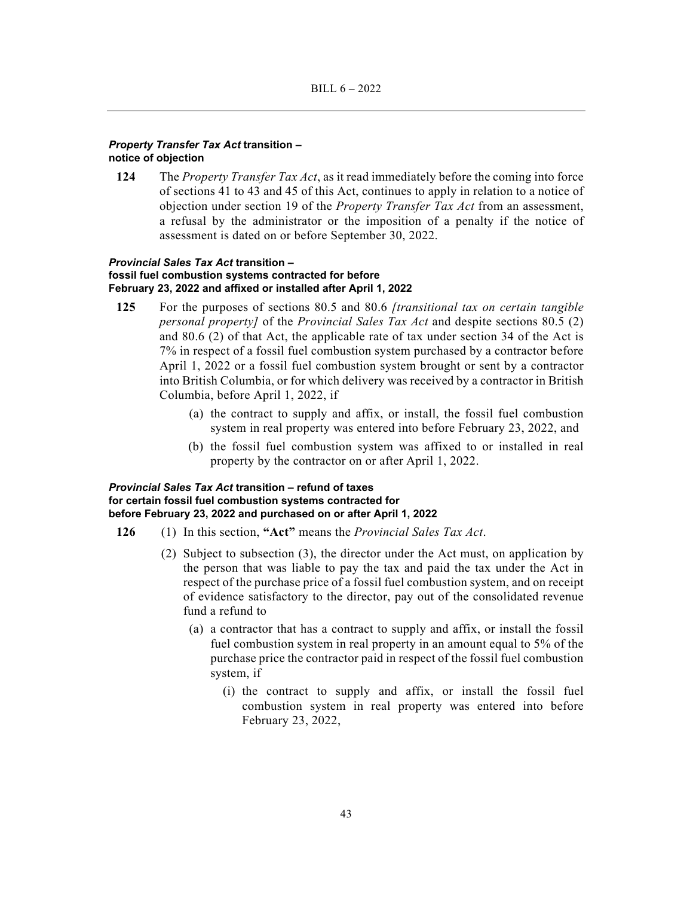***Property Transfer Tax Act* transition – notice of objection**

**124** The *Property Transfer Tax Act*, as it read immediately before the coming into force of sections 41 to 43 and 45 of this Act, continues to apply in relation to a notice of objection under section 19 of the *Property Transfer Tax Act* from an assessment, a refusal by the administrator or the imposition of a penalty if the notice of assessment is dated on or before September 30, 2022.

***Provincial Sales Tax Act* transition – fossil fuel combustion systems contracted for before February 23, 2022 and affixed or installed after April 1, 2022**

**125** For the purposes of sections 80.5 and 80.6 *[transitional tax on certain tangible personal property]* of the *Provincial Sales Tax Act* and despite sections 80.5 (2) and 80.6 (2) of that Act, the applicable rate of tax under section 34 of the Act is 7% in respect of a fossil fuel combustion system purchased by a contractor before April 1, 2022 or a fossil fuel combustion system brought or sent by a contractor into British Columbia, or for which delivery was received by a contractor in British Columbia, before April 1, 2022, if

(a) the contract to supply and affix, or install, the fossil fuel combustion system in real property was entered into before February 23, 2022, and

(b) the fossil fuel combustion system was affixed to or installed in real property by the contractor on or after April 1, 2022.

***Provincial Sales Tax Act* transition – refund of taxes for certain fossil fuel combustion systems contracted for before February 23, 2022 and purchased on or after April 1, 2022**

**126** (1) In this section, **"Act"** means the *Provincial Sales Tax Act*.

(2) Subject to subsection (3), the director under the Act must, on application by the person that was liable to pay the tax and paid the tax under the Act in respect of the purchase price of a fossil fuel combustion system, and on receipt of evidence satisfactory to the director, pay out of the consolidated revenue fund a refund to

(a) a contractor that has a contract to supply and affix, or install the fossil fuel combustion system in real property in an amount equal to 5% of the purchase price the contractor paid in respect of the fossil fuel combustion system, if

(i) the contract to supply and affix, or install the fossil fuel combustion system in real property was entered into before February 23, 2022,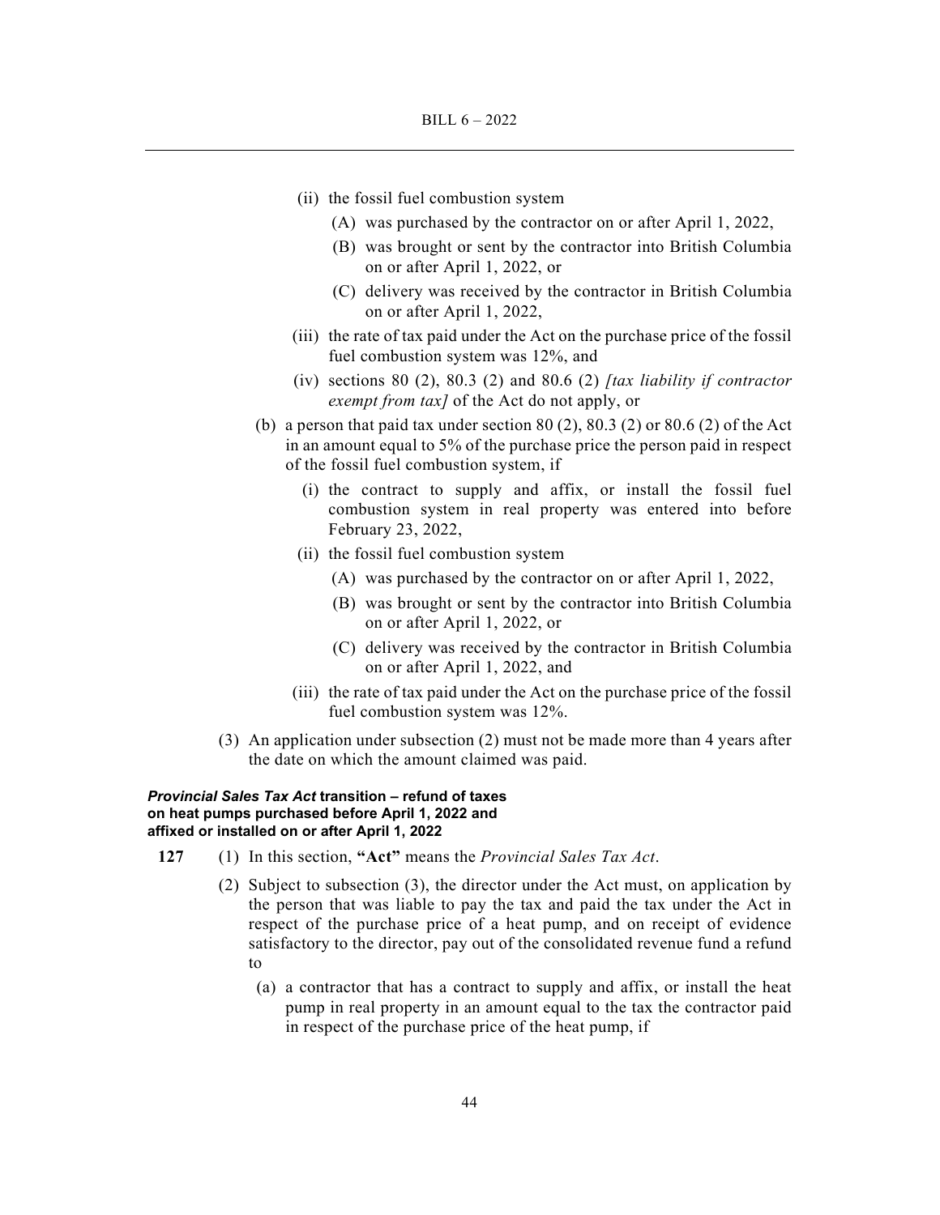(ii) the fossil fuel combustion system

(A) was purchased by the contractor on or after April 1, 2022,

(B) was brought or sent by the contractor into British Columbia on or after April 1, 2022, or

(C) delivery was received by the contractor in British Columbia on or after April 1, 2022,

(iii) the rate of tax paid under the Act on the purchase price of the fossil fuel combustion system was 12%, and

(iv) sections 80 (2), 80.3 (2) and 80.6 (2) *[tax liability if contractor exempt from tax]* of the Act do not apply, or

(b) a person that paid tax under section 80 (2), 80.3 (2) or 80.6 (2) of the Act in an amount equal to 5% of the purchase price the person paid in respect of the fossil fuel combustion system, if

(i) the contract to supply and affix, or install the fossil fuel combustion system in real property was entered into before February 23, 2022,

(ii) the fossil fuel combustion system

(A) was purchased by the contractor on or after April 1, 2022,

(B) was brought or sent by the contractor into British Columbia on or after April 1, 2022, or

(C) delivery was received by the contractor in British Columbia on or after April 1, 2022, and

(iii) the rate of tax paid under the Act on the purchase price of the fossil fuel combustion system was 12%.

(3) An application under subsection (2) must not be made more than 4 years after the date on which the amount claimed was paid.

#### ***Provincial Sales Tax Act* transition – refund of taxes on heat pumps purchased before April 1, 2022 and affixed or installed on or after April 1, 2022**

**127** (1) In this section, **"Act"** means the *Provincial Sales Tax Act*.

(2) Subject to subsection (3), the director under the Act must, on application by the person that was liable to pay the tax and paid the tax under the Act in respect of the purchase price of a heat pump, and on receipt of evidence satisfactory to the director, pay out of the consolidated revenue fund a refund to

(a) a contractor that has a contract to supply and affix, or install the heat pump in real property in an amount equal to the tax the contractor paid in respect of the purchase price of the heat pump, if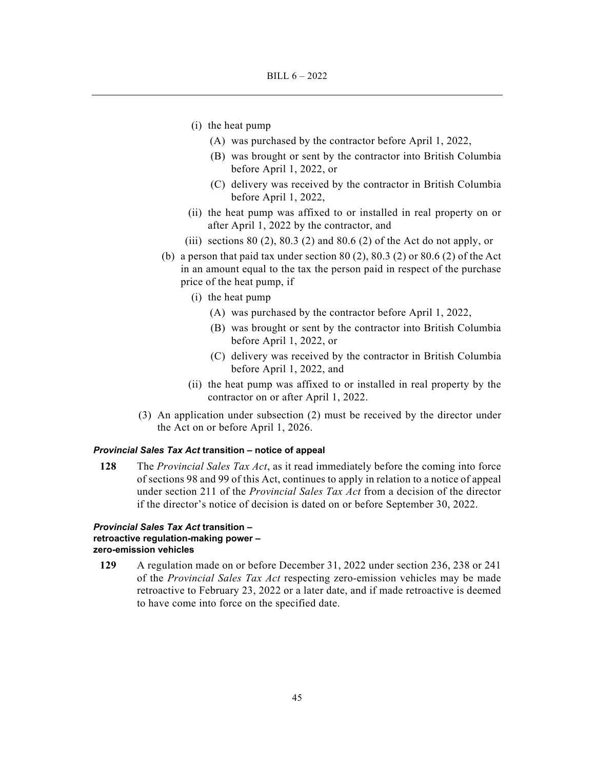(i) the heat pump

(A) was purchased by the contractor before April 1, 2022,

(B) was brought or sent by the contractor into British Columbia before April 1, 2022, or

(C) delivery was received by the contractor in British Columbia before April 1, 2022,

(ii) the heat pump was affixed to or installed in real property on or after April 1, 2022 by the contractor, and

(iii) sections 80 (2), 80.3 (2) and 80.6 (2) of the Act do not apply, or

(b) a person that paid tax under section 80 (2), 80.3 (2) or 80.6 (2) of the Act in an amount equal to the tax the person paid in respect of the purchase price of the heat pump, if

(i) the heat pump

(A) was purchased by the contractor before April 1, 2022,

(B) was brought or sent by the contractor into British Columbia before April 1, 2022, or

(C) delivery was received by the contractor in British Columbia before April 1, 2022, and

(ii) the heat pump was affixed to or installed in real property by the contractor on or after April 1, 2022.

(3) An application under subsection (2) must be received by the director under the Act on or before April 1, 2026.

***Provincial Sales Tax Act* transition – notice of appeal**

**128** The *Provincial Sales Tax Act*, as it read immediately before the coming into force of sections 98 and 99 of this Act, continues to apply in relation to a notice of appeal under section 211 of the *Provincial Sales Tax Act* from a decision of the director if the director's notice of decision is dated on or before September 30, 2022.

***Provincial Sales Tax Act* transition – retroactive regulation-making power – zero-emission vehicles**

**129** A regulation made on or before December 31, 2022 under section 236, 238 or 241 of the *Provincial Sales Tax Act* respecting zero-emission vehicles may be made retroactive to February 23, 2022 or a later date, and if made retroactive is deemed to have come into force on the specified date.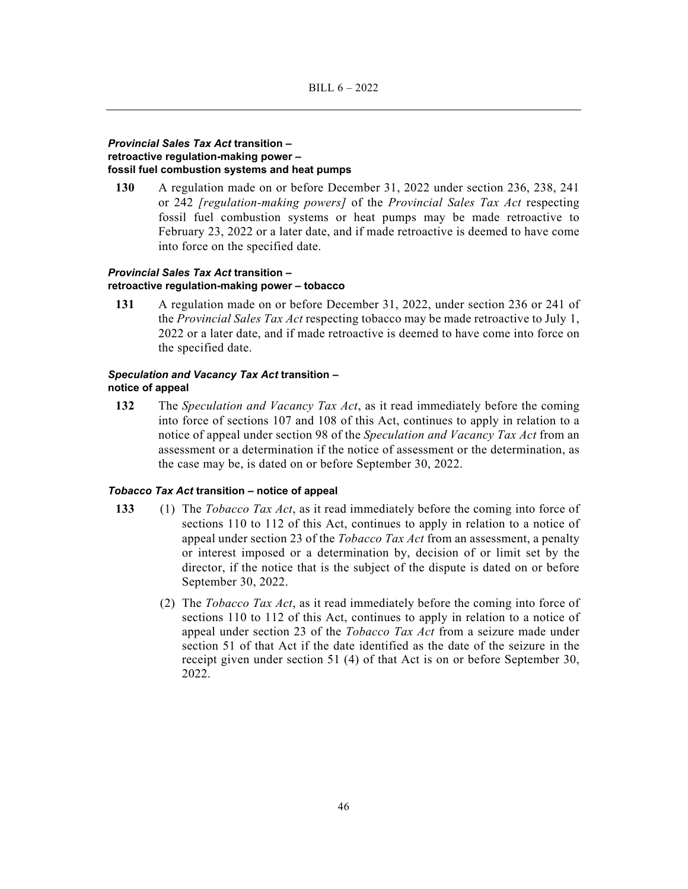#### ***Provincial Sales Tax Act* transition – retroactive regulation-making power – fossil fuel combustion systems and heat pumps**

**130** A regulation made on or before December 31, 2022 under section 236, 238, 241 or 242 *[regulation-making powers]* of the *Provincial Sales Tax Act* respecting fossil fuel combustion systems or heat pumps may be made retroactive to February 23, 2022 or a later date, and if made retroactive is deemed to have come into force on the specified date.

#### ***Provincial Sales Tax Act* transition – retroactive regulation-making power – tobacco**

**131** A regulation made on or before December 31, 2022, under section 236 or 241 of the *Provincial Sales Tax Act* respecting tobacco may be made retroactive to July 1, 2022 or a later date, and if made retroactive is deemed to have come into force on the specified date.

#### ***Speculation and Vacancy Tax Act* transition – notice of appeal**

**132** The *Speculation and Vacancy Tax Act*, as it read immediately before the coming into force of sections 107 and 108 of this Act, continues to apply in relation to a notice of appeal under section 98 of the *Speculation and Vacancy Tax Act* from an assessment or a determination if the notice of assessment or the determination, as the case may be, is dated on or before September 30, 2022.

#### ***Tobacco Tax Act* transition – notice of appeal**

**133** (1) The *Tobacco Tax Act*, as it read immediately before the coming into force of sections 110 to 112 of this Act, continues to apply in relation to a notice of appeal under section 23 of the *Tobacco Tax Act* from an assessment, a penalty or interest imposed or a determination by, decision of or limit set by the director, if the notice that is the subject of the dispute is dated on or before September 30, 2022.

(2) The *Tobacco Tax Act*, as it read immediately before the coming into force of sections 110 to 112 of this Act, continues to apply in relation to a notice of appeal under section 23 of the *Tobacco Tax Act* from a seizure made under section 51 of that Act if the date identified as the date of the seizure in the receipt given under section 51 (4) of that Act is on or before September 30, 2022.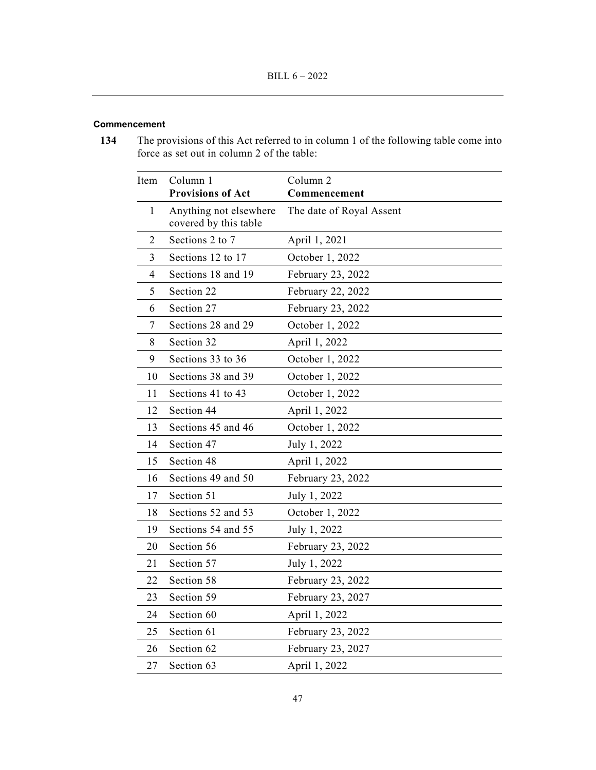**Commencement**

**134** The provisions of this Act referred to in column 1 of the following table come into force as set out in column 2 of the table:

| Item | Column 1<br>**Provisions of Act** | Column 2<br>**Commencement** |
|---|---|---|
| 1 | Anything not elsewhere covered by this table | The date of Royal Assent |
| 2 | Sections 2 to 7 | April 1, 2021 |
| 3 | Sections 12 to 17 | October 1, 2022 |
| 4 | Sections 18 and 19 | February 23, 2022 |
| 5 | Section 22 | February 22, 2022 |
| 6 | Section 27 | February 23, 2022 |
| 7 | Sections 28 and 29 | October 1, 2022 |
| 8 | Section 32 | April 1, 2022 |
| 9 | Sections 33 to 36 | October 1, 2022 |
| 10 | Sections 38 and 39 | October 1, 2022 |
| 11 | Sections 41 to 43 | October 1, 2022 |
| 12 | Section 44 | April 1, 2022 |
| 13 | Sections 45 and 46 | October 1, 2022 |
| 14 | Section 47 | July 1, 2022 |
| 15 | Section 48 | April 1, 2022 |
| 16 | Sections 49 and 50 | February 23, 2022 |
| 17 | Section 51 | July 1, 2022 |
| 18 | Sections 52 and 53 | October 1, 2022 |
| 19 | Sections 54 and 55 | July 1, 2022 |
| 20 | Section 56 | February 23, 2022 |
| 21 | Section 57 | July 1, 2022 |
| 22 | Section 58 | February 23, 2022 |
| 23 | Section 59 | February 23, 2027 |
| 24 | Section 60 | April 1, 2022 |
| 25 | Section 61 | February 23, 2022 |
| 26 | Section 62 | February 23, 2027 |
| 27 | Section 63 | April 1, 2022 |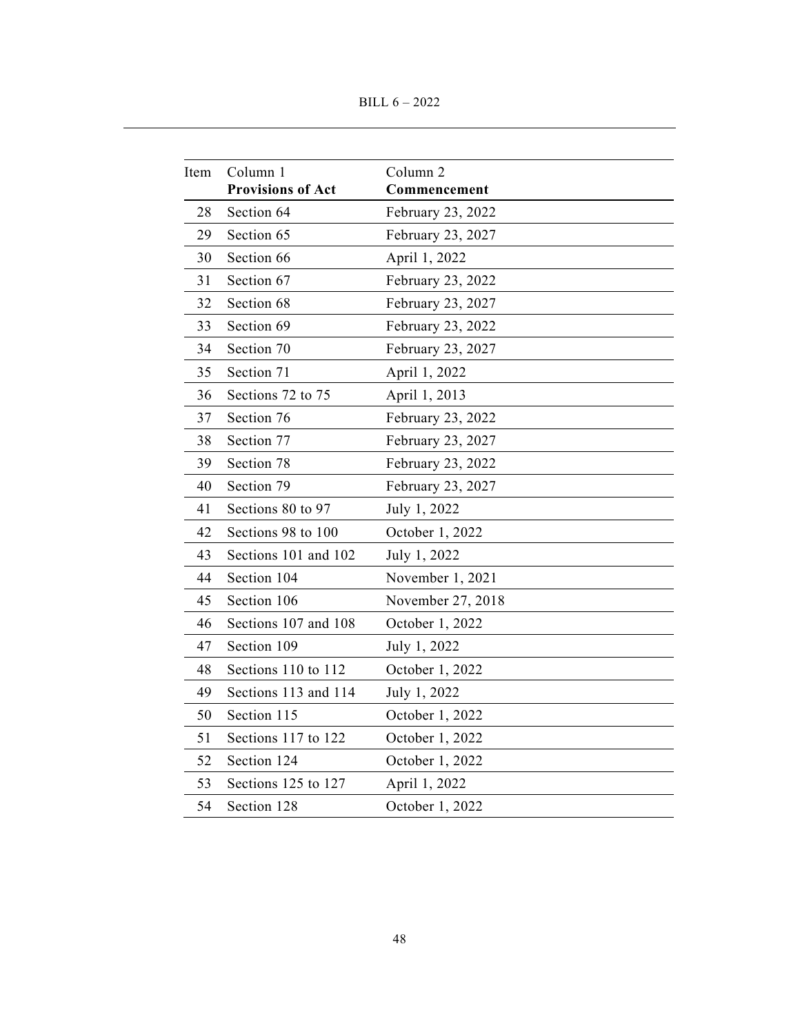| Item | Column 1<br>**Provisions of Act** | Column 2<br>**Commencement** |
|---|---|---|
| 28 | Section 64 | February 23, 2022 |
| 29 | Section 65 | February 23, 2027 |
| 30 | Section 66 | April 1, 2022 |
| 31 | Section 67 | February 23, 2022 |
| 32 | Section 68 | February 23, 2027 |
| 33 | Section 69 | February 23, 2022 |
| 34 | Section 70 | February 23, 2027 |
| 35 | Section 71 | April 1, 2022 |
| 36 | Sections 72 to 75 | April 1, 2013 |
| 37 | Section 76 | February 23, 2022 |
| 38 | Section 77 | February 23, 2027 |
| 39 | Section 78 | February 23, 2022 |
| 40 | Section 79 | February 23, 2027 |
| 41 | Sections 80 to 97 | July 1, 2022 |
| 42 | Sections 98 to 100 | October 1, 2022 |
| 43 | Sections 101 and 102 | July 1, 2022 |
| 44 | Section 104 | November 1, 2021 |
| 45 | Section 106 | November 27, 2018 |
| 46 | Sections 107 and 108 | October 1, 2022 |
| 47 | Section 109 | July 1, 2022 |
| 48 | Sections 110 to 112 | October 1, 2022 |
| 49 | Sections 113 and 114 | July 1, 2022 |
| 50 | Section 115 | October 1, 2022 |
| 51 | Sections 117 to 122 | October 1, 2022 |
| 52 | Section 124 | October 1, 2022 |
| 53 | Sections 125 to 127 | April 1, 2022 |
| 54 | Section 128 | October 1, 2022 |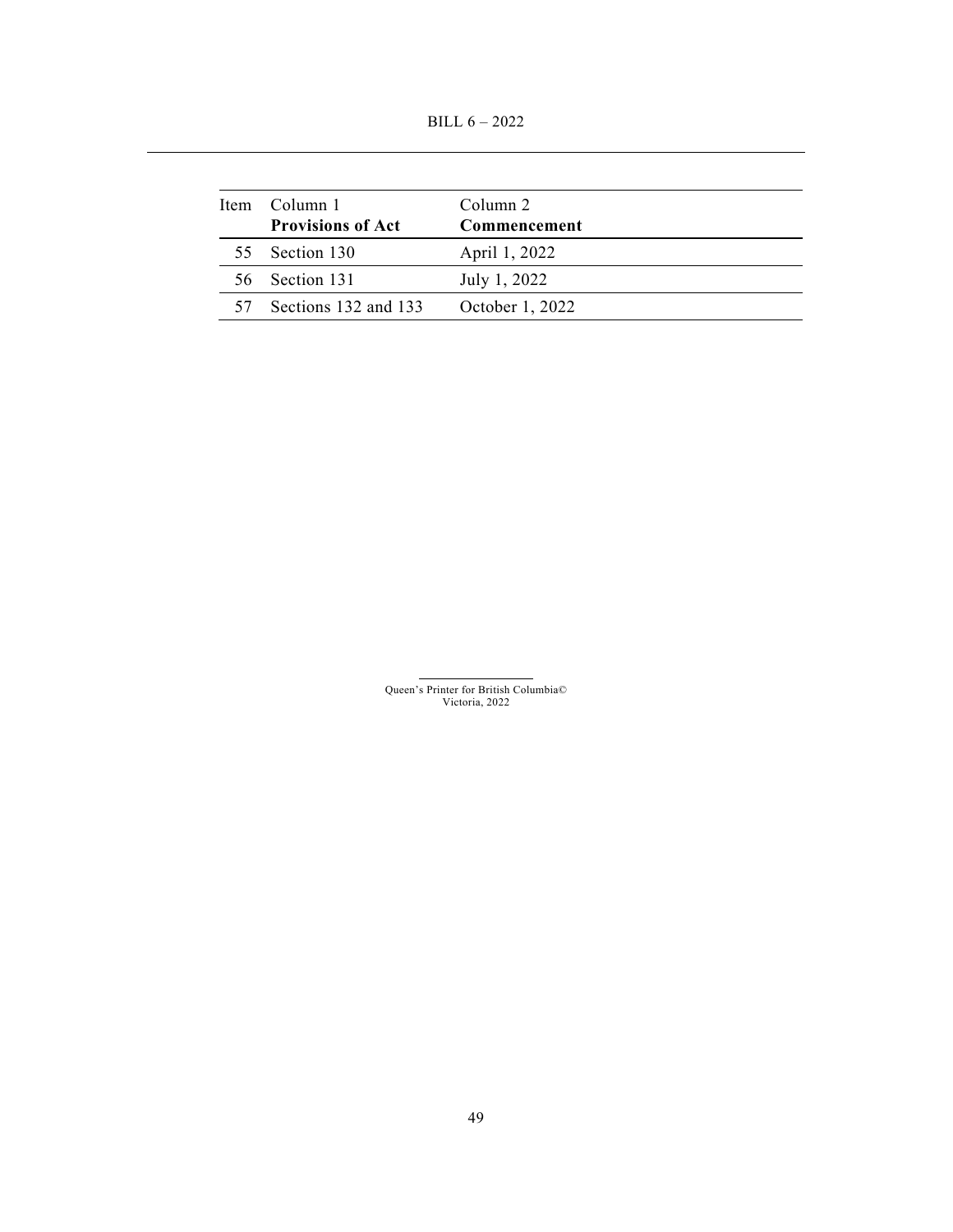| Item | Column 1<br>**Provisions of Act** | Column 2<br>**Commencement** |
|---|---|---|
| 55 | Section 130 | April 1, 2022 |
| 56 | Section 131 | July 1, 2022 |
| 57 | Sections 132 and 133 | October 1, 2022 |

Queen's Printer for British Columbia©
Victoria, 2022